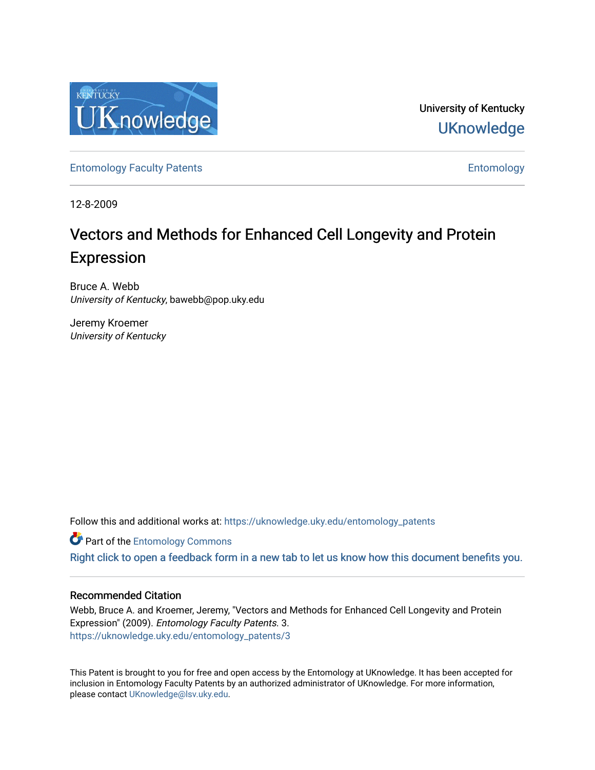University of Kentucky
UKnowledge

Entomology Faculty Patents

Entomology

12-8-2009

# Vectors and Methods for Enhanced Cell Longevity and Protein Expression

Bruce A. Webb
*University of Kentucky*, bawebb@pop.uky.edu

Jeremy Kroemer
*University of Kentucky*

Follow this and additional works at: https://uknowledge.uky.edu/entomology_patents

Part of the Entomology Commons

Right click to open a feedback form in a new tab to let us know how this document benefits you.

## Recommended Citation

Webb, Bruce A. and Kroemer, Jeremy, "Vectors and Methods for Enhanced Cell Longevity and Protein Expression" (2009). *Entomology Faculty Patents*. 3.
https://uknowledge.uky.edu/entomology_patents/3

This Patent is brought to you for free and open access by the Entomology at UKnowledge. It has been accepted for inclusion in Entomology Faculty Patents by an authorized administrator of UKnowledge. For more information, please contact UKnowledge@lsv.uky.edu.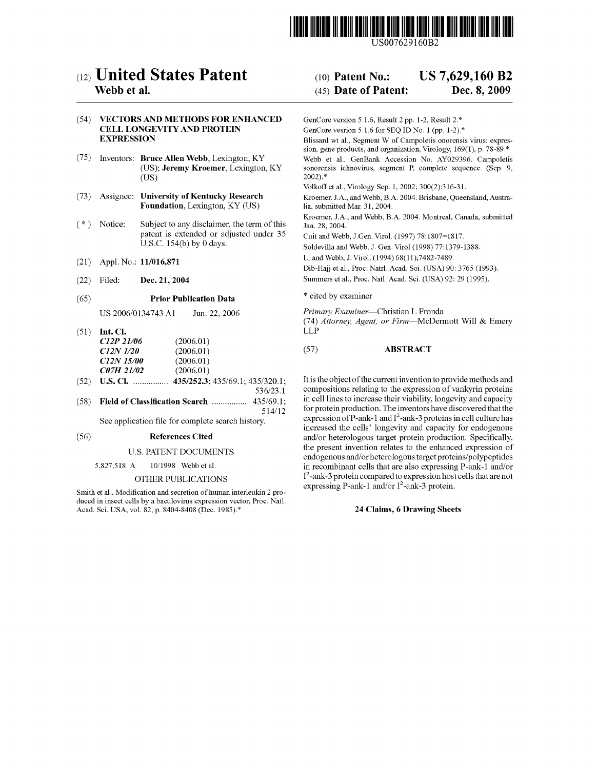# United States Patent

**Webb et al.**

**(10) Patent No.: US 7,629,160 B2**

**(45) Date of Patent: Dec. 8, 2009**

US007629160B2

(54) **VECTORS AND METHODS FOR ENHANCED CELL LONGEVITY AND PROTEIN EXPRESSION**

(75) Inventors: **Bruce Allen Webb**, Lexington, KY (US); **Jeremy Kroemer**, Lexington, KY (US)

(73) Assignee: **University of Kentucky Research Foundation**, Lexington, KY (US)

( * ) Notice: Subject to any disclaimer, the term of this patent is extended or adjusted under 35 U.S.C. 154(b) by 0 days.

(21) Appl. No.: **11/016,871**

(22) Filed: **Dec. 21, 2004**

(65) **Prior Publication Data**

US 2006/0134743 A1 Jun. 22, 2006

(51) **Int. Cl.**

*C12P 21/06* (2006.01)
*C12N 1/20* (2006.01)
*C12N 15/00* (2006.01)
*C07H 21/02* (2006.01)

(52) **U.S. Cl.** ................ **435/252.3**; 435/69.1; 435/320.1; 536/23.1

(58) **Field of Classification Search** ................ 435/69.1; 514/12

See application file for complete search history.

(56) **References Cited**

U.S. PATENT DOCUMENTS

5,827,518 A 10/1998 Webb et al.

OTHER PUBLICATIONS

Smith et al., Modification and secretion of human interleukin 2 produced in insect cells by a baculovirus expression vector, Proc. Natl. Acad. Sci. USA, vol. 82, p. 8404-8408 (Dec. 1985).*

GenCore version 5.1.6, Result 2 pp. 1-2, Result 2.*

GenCore vesrion 5.1.6 for SEQ ID No. 1 (pp. 1-2).*

Blissard wt al., Segment W of Campoletis onorensis virus: expression, gene products, and organization, Virology, 169(1), p. 78-89.*

Webb et al., GenBank Accession No. AY029396. Campoletis sonorensis ichnovirus, segment P, complete sequence. (Sep. 9, 2002).*

Volkoff et al., Virology Sep. 1, 2002; 300(2):316-31.

Kroemer. J.A., and Webb, B.A. 2004. Brisbane, Queensland, Australia, submitted Mar. 31, 2004.

Kroemer, J.A., and Webb, B.A. 2004. Montreal, Canada, submitted Jan. 28, 2004.

Cuit and Webb, J.Gen. Virol. (1997) 78:1807=1817.

Soldevilla and Webb, J. Gen. Virol (1998) 77:1379-1388.

Li and Webb, J. Virol. (1994) 68(11);7482-7489.

Dib-Hajj et al., Proc. Natrl. Acad. Soi. (USA) 90: 3765 (1993).

Summers et al., Proc. Natl. Acad. Sci. (USA) 92: 29 (1995).

\* cited by examiner

*Primary Examiner*—Christian L Fronda

(74) *Attorney, Agent, or Firm*—McDermott Will & Emery LLP

(57) **ABSTRACT**

It is the object of the current invention to provide methods and compositions relating to the expression of vankyrin proteins in cell lines to increase their viability, longevity and capacity for protein production. The inventors have discovered that the expression of P-ank-1 and $I^2$-ank-3 proteins in cell culture has increased the cells' longevity and capacity for endogenous and/or heterologous target protein production. Specifically, the present invention relates to the enhanced expression of endogenous and/or heterologous target proteins/polypeptides in recombinant cells that are also expressing P-ank-1 and/or $I^2$-ank-3 protein compared to expression host cells that are not expressing P-ank-1 and/or $I^2$-ank-3 protein.

**24 Claims, 6 Drawing Sheets**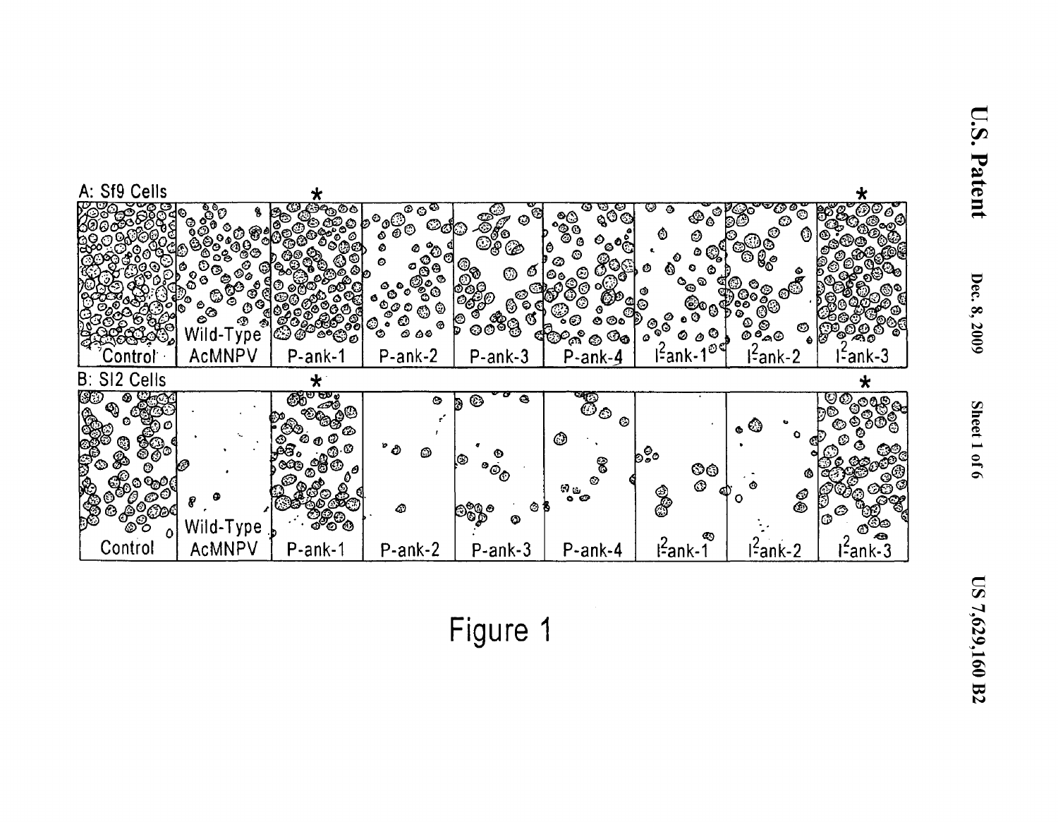A: Sf9 Cells

| Control | Wild-Type AcMNPV | P-ank-1 * | P-ank-2 | P-ank-3 | P-ank-4 | I²-ank-1 | I²-ank-2 | I²-ank-3 * |
| --- | --- | --- | --- | --- | --- | --- | --- | --- |

B: SI2 Cells

| Control | Wild-Type AcMNPV | P-ank-1 * | P-ank-2 | P-ank-3 | P-ank-4 | I²-ank-1 | I²-ank-2 | I²-ank-3 * |
| --- | --- | --- | --- | --- | --- | --- | --- | --- |

Figure 1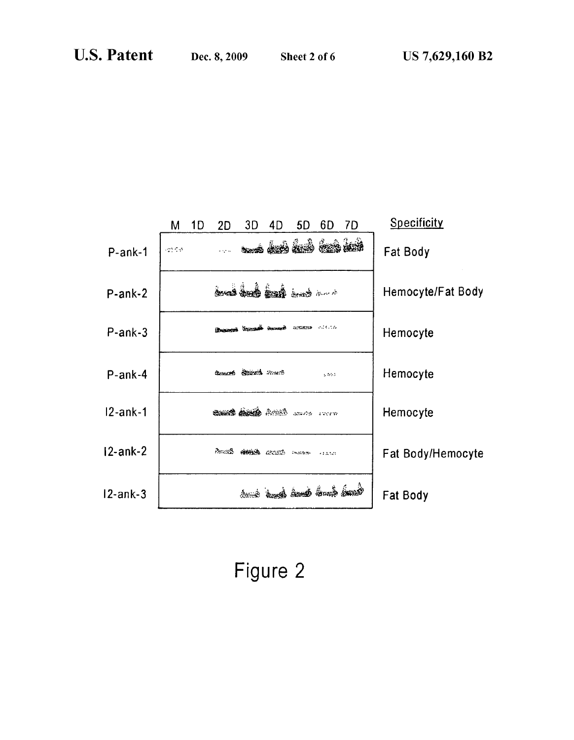| | M | 1D | 2D | 3D | 4D | 5D | 6D | 7D | Specificity |
|---|---|---|---|---|---|---|---|---|---|
| P-ank-1 | | | | | | | | | Fat Body |
| P-ank-2 | | | | | | | | | Hemocyte/Fat Body |
| P-ank-3 | | | | | | | | | Hemocyte |
| P-ank-4 | | | | | | | | | Hemocyte |
| I2-ank-1 | | | | | | | | | Hemocyte |
| I2-ank-2 | | | | | | | | | Fat Body/Hemocyte |
| I2-ank-3 | | | | | | | | | Fat Body |

Figure 2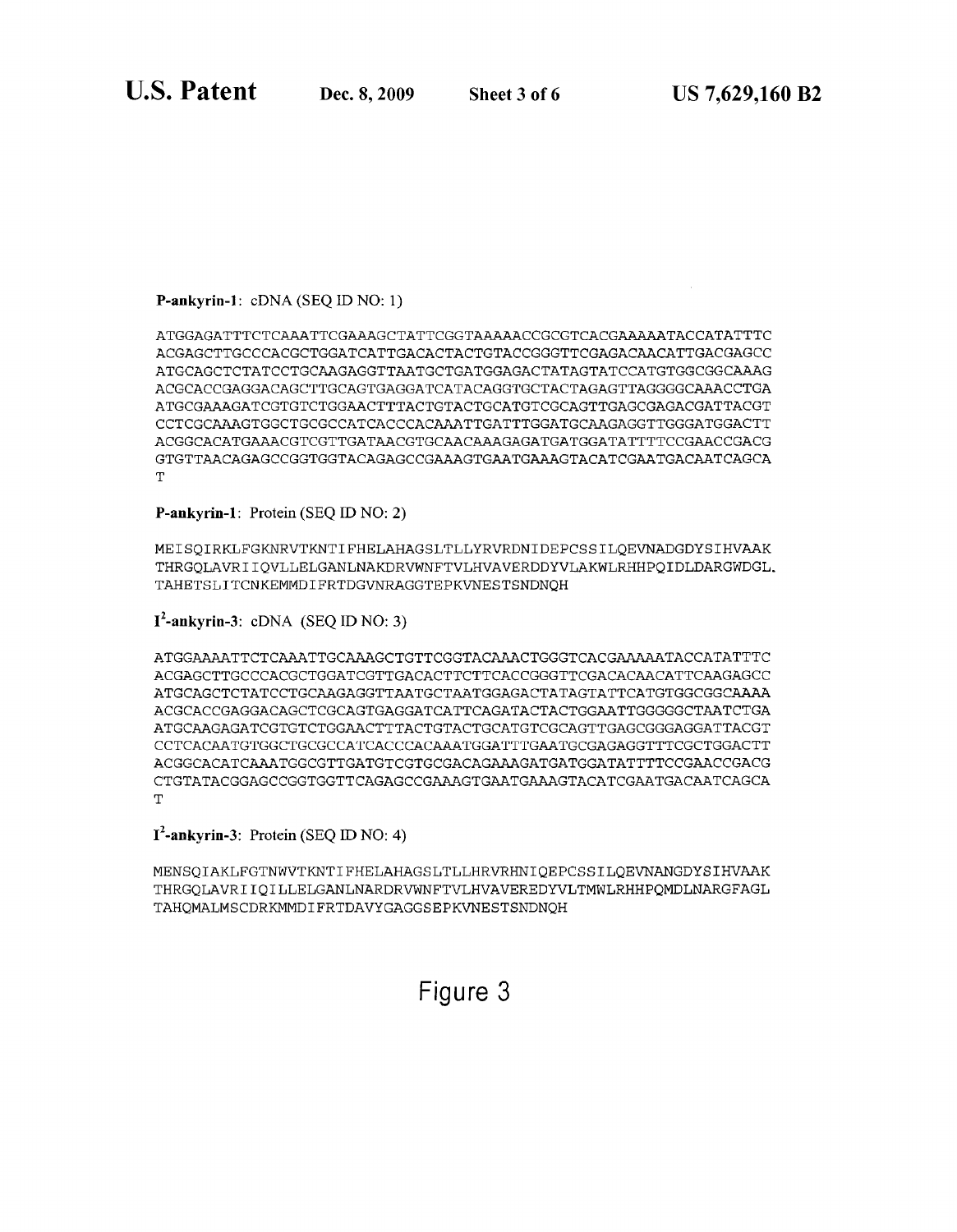**P-ankyrin-1**: cDNA (SEQ ID NO: 1)

```
ATGGAGATTTCTCAAATTCGAAAGCTATTCGGTAAAAACCGCGTCACGAAAAATACCATATTTC
ACGAGCTTGCCCACGCTGGATCATTGACACTACTGTACCGGGTTCGAGACAACATTGACGAGCC
ATGCAGCTCTATCCTGCAAGAGGTTAATGCTGATGGAGACTATAGTATCCATGTGGCGGCAAAG
ACGCACCGAGGACAGCTTGCAGTGAGGATCATACAGGTGCTACTAGAGTTAGGGGCAAACCTGA
ATGCGAAAGATCGTGTCTGGAACTTTACTGTACTGCATGTCGCAGTTGAGCGAGACGATTACGT
CCTCGCAAAGTGGCTGCGCCATCACCCACAAATTGATTTGGATGCAAGAGGTTGGGATGGACTT
ACGGCACATGAAACGTCGTTGATAACGTGCAACAAAGAGATGATGGATATTTTCCGAACCGACG
GTGTTAACAGAGCCGGTGGTACAGAGCCGAAAGTGAATGAAAGTACATCGAATGACAATCAGCA
T
```

**P-ankyrin-1**: Protein (SEQ ID NO: 2)

```
MEISQIRKLFGKNRVTKNTIFHELAHAGSLTLLYRVRDNIDEPCSSILQEVNADGDYSIHVAAK
THRGQLAVRIIQVLLELGANLNAKDRVWNFTVLHVAVERDDYVLAKWLRHHPQIDLDARGWDGL
TAHETSLITCNKEMMDIFRTDGVNRAGGTEPKVNESTSNDNQH
```

**I$^2$-ankyrin-3**: cDNA (SEQ ID NO: 3)

```
ATGGAAAATTCTCAAATTGCAAAGCTGTTCGGTACAAACTGGGTCACGAAAAATACCATATTTC
ACGAGCTTGCCCACGCTGGATCGTTGACACTTCTTCACCGGGTTCGACACAACATTCAAGAGCC
ATGCAGCTCTATCCTGCAAGAGGTTAATGCTAATGGAGACTATAGTATTCATGTGGCGGCAAAA
ACGCACCGAGGACAGCTCGCAGTGAGGATCATTCAGATACTACTGGAATTGGGGGCTAATCTGA
ATGCAAGAGATCGTGTCTGGAACTTTACTGTACTGCATGTCGCAGTTGAGCGGGAGGATTACGT
CCTCACAATGTGGCTGCGCCATCACCCACAAATGGATTTGAATGCGAGAGGTTTCGCTGGACTT
ACGGCACATCAAATGGCGTTGATGTCGTGCGACAGAAAGATGATGGATATTTTCCGAACCGACG
CTGTATACGGAGCCGGTGGTTCAGAGCCGAAAGTGAATGAAAGTACATCGAATGACAATCAGCA
T
```

**I$^2$-ankyrin-3**: Protein (SEQ ID NO: 4)

```
MENSQIAKLFGTNWVTKNTIFHELAHAGSLTLLHRVRHNIQEPCSSILQEVNANGDYSIHVAAK
THRGQLAVRIIQILLELGANLNARDRVWNFTVLHVAVEREDYVLTMWLRHHPQMDLNARGFAGL
TAHQMALMSCDRKMMDIFRTDAVYGAGGSEPKVNESTSNDNQH
```

Figure 3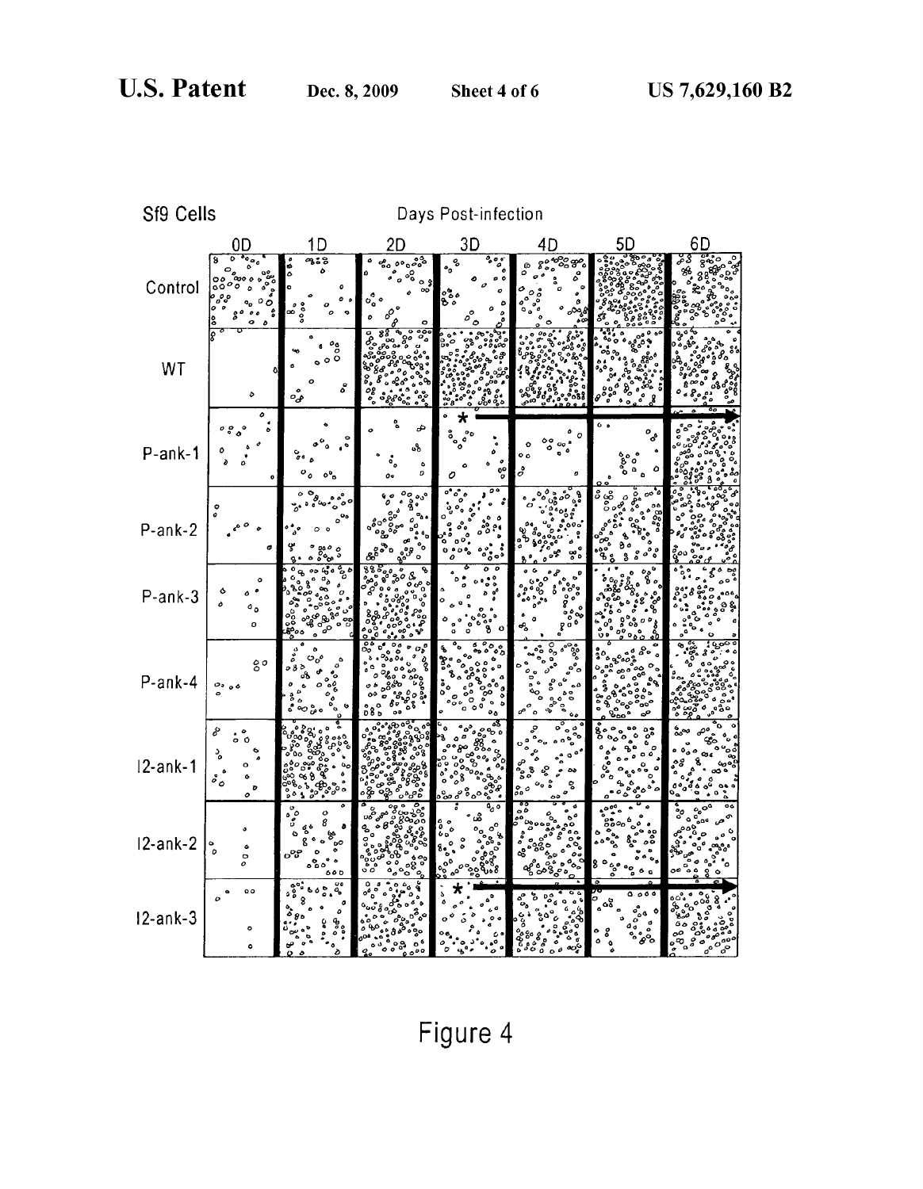Sf9 Cells

Days Post-infection

| | 0D | 1D | 2D | 3D | 4D | 5D | 6D |
|---|---|---|---|---|---|---|---|
| Control | | | | | | | |
| WT | | | | | | | |
| P-ank-1 | | | | * | | | |
| P-ank-2 | | | | | | | |
| P-ank-3 | | | | | | | |
| P-ank-4 | | | | | | | |
| I2-ank-1 | | | | | | | |
| I2-ank-2 | | | | | | | |
| I2-ank-3 | | | | * | | | |

Figure 4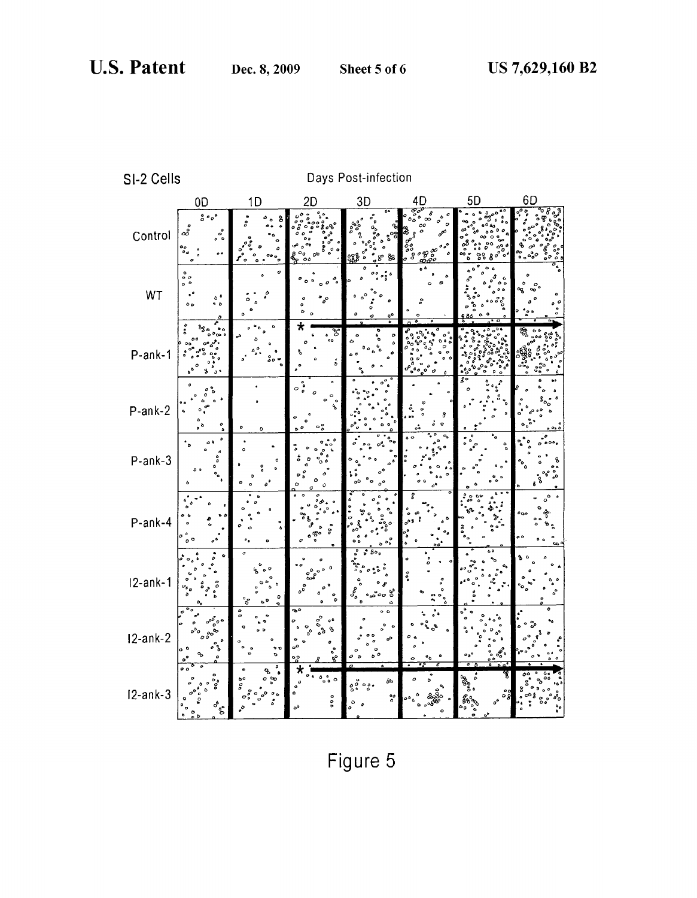SI-2 Cells

Days Post-infection

0D 1D 2D 3D 4D 5D 6D

Control

WT

P-ank-1

P-ank-2

P-ank-3

P-ank-4

I2-ank-1

I2-ank-2

I2-ank-3

Figure 5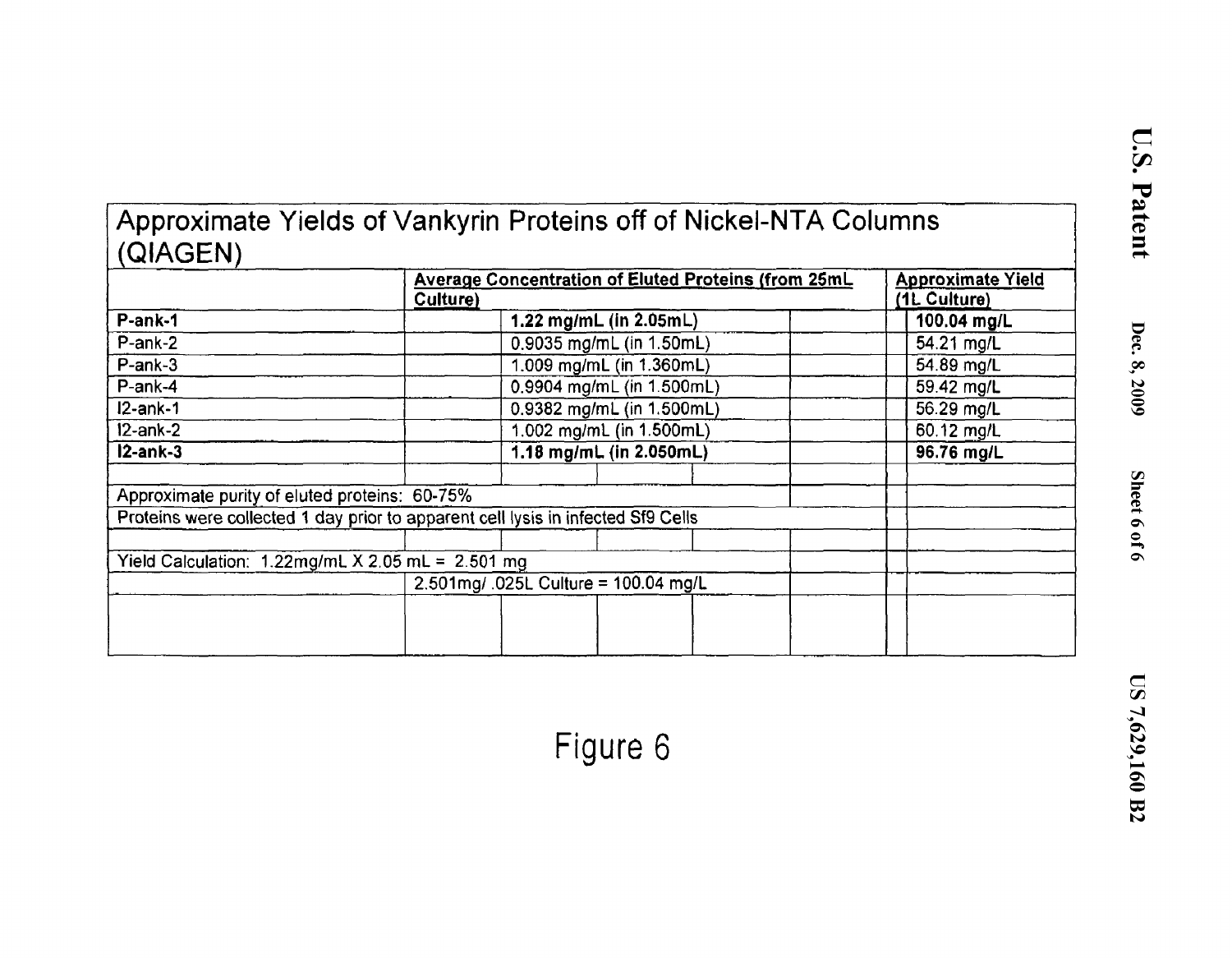## Approximate Yields of Vankyrin Proteins off of Nickel-NTA Columns (QIAGEN)

| | Average Concentration of Eluted Proteins (from 25mL Culture) | Approximate Yield (1L Culture) |
|---|---|---|
| **P-ank-1** | **1.22 mg/mL (in 2.05mL)** | **100.04 mg/L** |
| P-ank-2 | 0.9035 mg/mL (in 1.50mL) | 54.21 mg/L |
| P-ank-3 | 1.009 mg/mL (in 1.360mL) | 54.89 mg/L |
| P-ank-4 | 0.9904 mg/mL (in 1.500mL) | 59.42 mg/L |
| I2-ank-1 | 0.9382 mg/mL (in 1.500mL) | 56.29 mg/L |
| I2-ank-2 | 1.002 mg/mL (in 1.500mL) | 60.12 mg/L |
| **I2-ank-3** | **1.18 mg/mL (in 2.050mL)** | **96.76 mg/L** |

Approximate purity of eluted proteins: 60-75%

Proteins were collected 1 day prior to apparent cell lysis in infected Sf9 Cells

Yield Calculation: 1.22mg/mL X 2.05 mL = 2.501 mg

2.501mg/ .025L Culture = 100.04 mg/L

Figure 6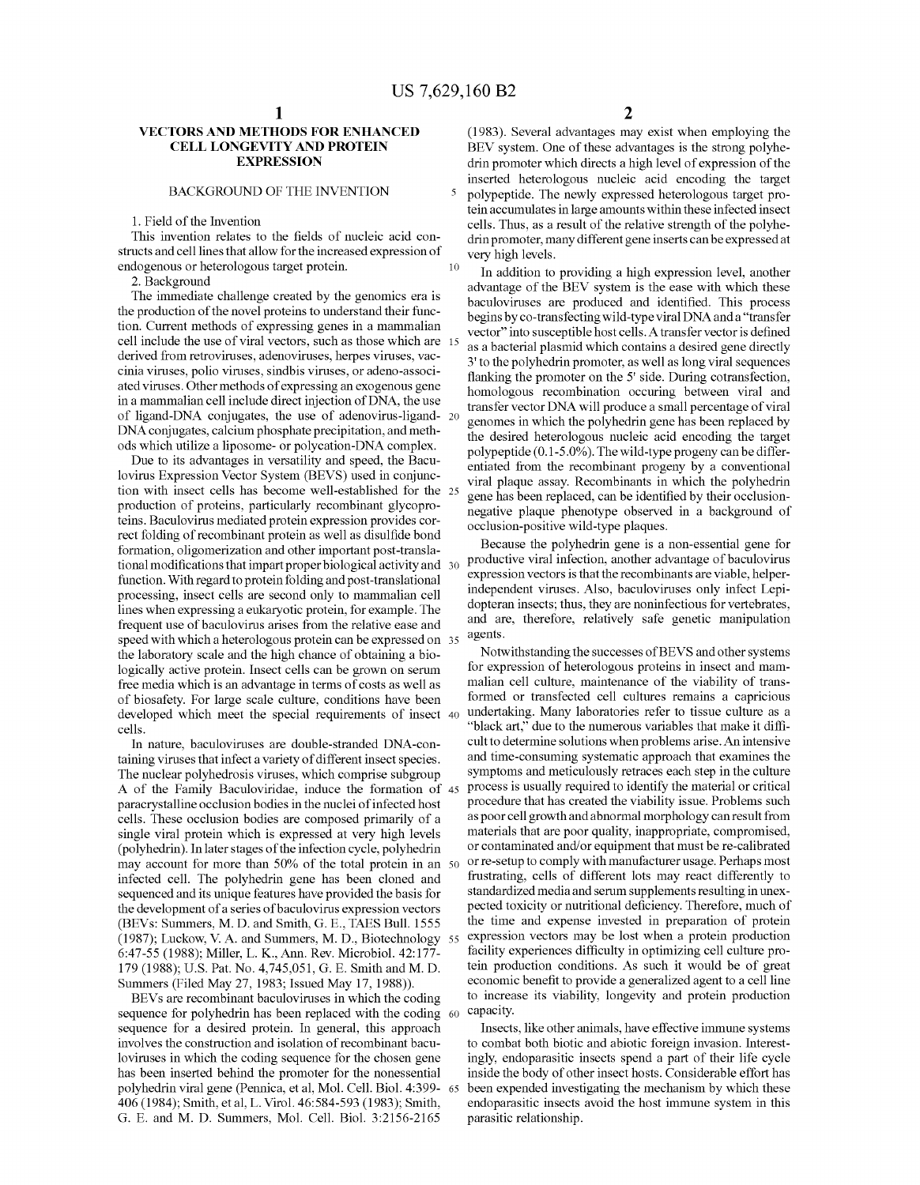# VECTORS AND METHODS FOR ENHANCED CELL LONGEVITY AND PROTEIN EXPRESSION

## BACKGROUND OF THE INVENTION

1. Field of the Invention

This invention relates to the fields of nucleic acid constructs and cell lines that allow for the increased expression of endogenous or heterologous target protein.

2. Background

The immediate challenge created by the genomics era is the production of the novel proteins to understand their function. Current methods of expressing genes in a mammalian cell include the use of viral vectors, such as those which are derived from retroviruses, adenoviruses, herpes viruses, vaccinia viruses, polio viruses, sindbis viruses, or adeno-associated viruses. Other methods of expressing an exogenous gene in a mammalian cell include direct injection of DNA, the use of ligand-DNA conjugates, the use of adenovirus-ligand-DNA conjugates, calcium phosphate precipitation, and methods which utilize a liposome- or polycation-DNA complex.

Due to its advantages in versatility and speed, the Baculovirus Expression Vector System (BEVS) used in conjunction with insect cells has become well-established for the production of proteins, particularly recombinant glycoproteins. Baculovirus mediated protein expression provides correct folding of recombinant protein as well as disulfide bond formation, oligomerization and other important post-translational modifications that impart proper biological activity and function. With regard to protein folding and post-translational processing, insect cells are second only to mammalian cell lines when expressing a eukaryotic protein, for example. The frequent use of baculovirus arises from the relative ease and speed with which a heterologous protein can be expressed on the laboratory scale and the high chance of obtaining a biologically active protein. Insect cells can be grown on serum free media which is an advantage in terms of costs as well as of biosafety. For large scale culture, conditions have been developed which meet the special requirements of insect cells.

In nature, baculoviruses are double-stranded DNA-containing viruses that infect a variety of different insect species. The nuclear polyhedrosis viruses, which comprise subgroup A of the Family Baculoviridae, induce the formation of paracrystalline occlusion bodies in the nuclei of infected host cells. These occlusion bodies are composed primarily of a single viral protein which is expressed at very high levels (polyhedrin). In later stages of the infection cycle, polyhedrin may account for more than 50% of the total protein in an infected cell. The polyhedrin gene has been cloned and sequenced and its unique features have provided the basis for the development of a series of baculovirus expression vectors (BEVs: Summers, M. D. and Smith, G. E., TAES Bull. 1555 (1987); Luckow, V. A. and Summers, M. D., Biotechnology 6:47-55 (1988); Miller, L. K., Ann. Rev. Microbiol. 42:177-179 (1988); U.S. Pat. No. 4,745,051, G. E. Smith and M. D. Summers (Filed May 27, 1983; Issued May 17, 1988)).

BEVs are recombinant baculoviruses in which the coding sequence for polyhedrin has been replaced with the coding sequence for a desired protein. In general, this approach involves the construction and isolation of recombinant baculoviruses in which the coding sequence for the chosen gene has been inserted behind the promoter for the nonessential polyhedrin viral gene (Pennica, et al, Mol. Cell. Biol. 4:399-406 (1984); Smith, et al, L. Virol. 46:584-593 (1983); Smith, G. E. and M. D. Summers, Mol. Cell. Biol. 3:2156-2165 (1983). Several advantages may exist when employing the BEV system. One of these advantages is the strong polyhedrin promoter which directs a high level of expression of the inserted heterologous nucleic acid encoding the target polypeptide. The newly expressed heterologous target protein accumulates in large amounts within these infected insect cells. Thus, as a result of the relative strength of the polyhedrin promoter, many different gene inserts can be expressed at very high levels.

In addition to providing a high expression level, another advantage of the BEV system is the ease with which these baculoviruses are produced and identified. This process begins by co-transfecting wild-type viral DNA and a "transfer vector" into susceptible host cells. A transfer vector is defined as a bacterial plasmid which contains a desired gene directly 3' to the polyhedrin promoter, as well as long viral sequences flanking the promoter on the 5' side. During cotransfection, homologous recombination occuring between viral and transfer vector DNA will produce a small percentage of viral genomes in which the polyhedrin gene has been replaced by the desired heterologous nucleic acid encoding the target polypeptide (0.1-5.0%). The wild-type progeny can be differentiated from the recombinant progeny by a conventional viral plaque assay. Recombinants in which the polyhedrin gene has been replaced, can be identified by their occlusion-negative plaque phenotype observed in a background of occlusion-positive wild-type plaques.

Because the polyhedrin gene is a non-essential gene for productive viral infection, another advantage of baculovirus expression vectors is that the recombinants are viable, helper-independent viruses. Also, baculoviruses only infect Lepidopteran insects; thus, they are noninfectious for vertebrates, and are, therefore, relatively safe genetic manipulation agents.

Notwithstanding the successes of BEVS and other systems for expression of heterologous proteins in insect and mammalian cell culture, maintenance of the viability of transformed or transfected cell cultures remains a capricious undertaking. Many laboratories refer to tissue culture as a "black art," due to the numerous variables that make it difficult to determine solutions when problems arise. An intensive and time-consuming systematic approach that examines the symptoms and meticulously retraces each step in the culture process is usually required to identify the material or critical procedure that has created the viability issue. Problems such as poor cell growth and abnormal morphology can result from materials that are poor quality, inappropriate, compromised, or contaminated and/or equipment that must be re-calibrated or re-setup to comply with manufacturer usage. Perhaps most frustrating, cells of different lots may react differently to standardized media and serum supplements resulting in unexpected toxicity or nutritional deficiency. Therefore, much of the time and expense invested in preparation of protein expression vectors may be lost when a protein production facility experiences difficulty in optimizing cell culture protein production conditions. As such it would be of great economic benefit to provide a generalized agent to a cell line to increase its viability, longevity and protein production capacity.

Insects, like other animals, have effective immune systems to combat both biotic and abiotic foreign invasion. Interestingly, endoparasitic insects spend a part of their life cycle inside the body of other insect hosts. Considerable effort has been expended investigating the mechanism by which these endoparasitic insects avoid the host immune system in this parasitic relationship.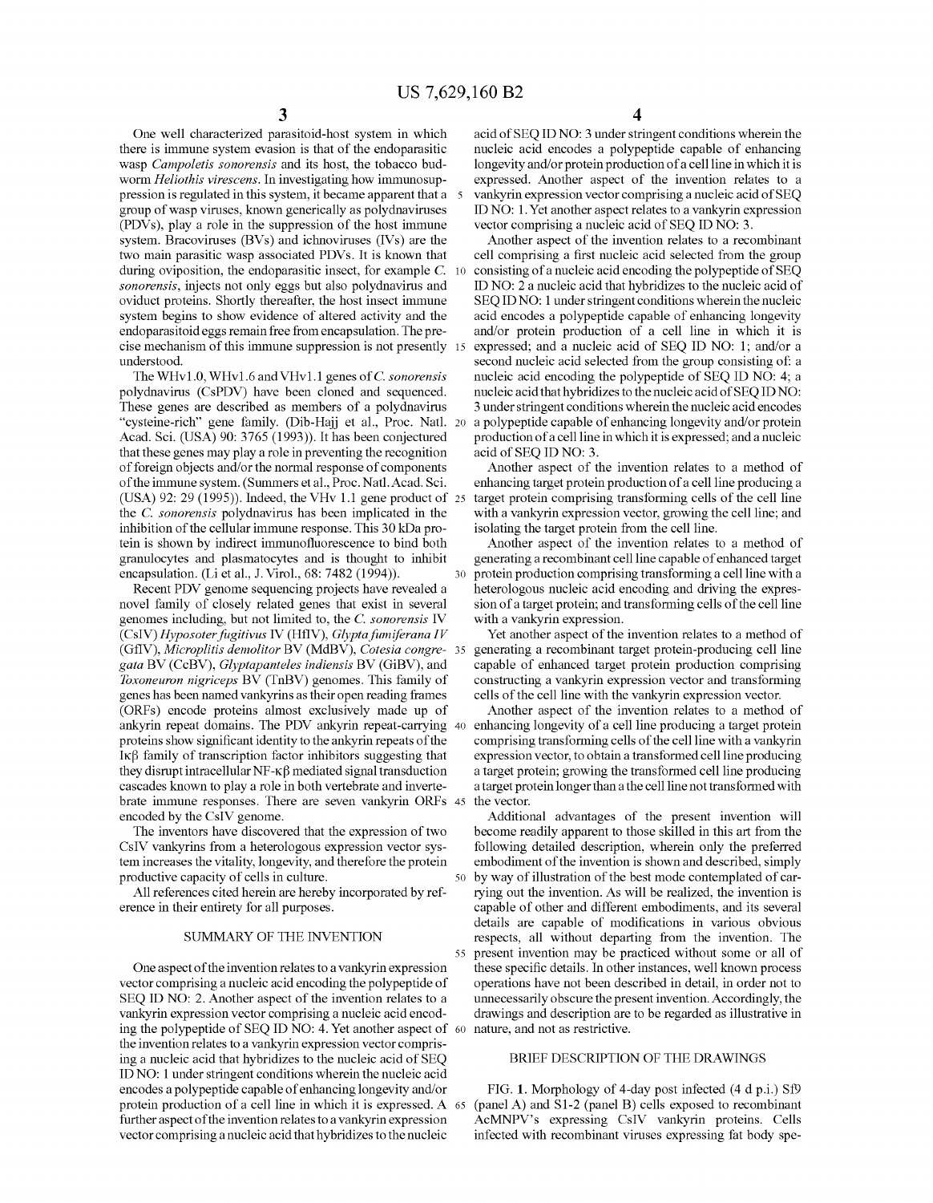One well characterized parasitoid-host system in which there is immune system evasion is that of the endoparasitic wasp *Campoletis sonorensis* and its host, the tobacco budworm *Heliothis virescens*. In investigating how immunosuppression is regulated in this system, it became apparent that a group of wasp viruses, known generically as polydnaviruses (PDVs), play a role in the suppression of the host immune system. Bracoviruses (BVs) and ichnoviruses (IVs) are the two main parasitic wasp associated PDVs. It is known that during oviposition, the endoparasitic insect, for example *C. sonorensis*, injects not only eggs but also polydnavirus and oviduct proteins. Shortly thereafter, the host insect immune system begins to show evidence of altered activity and the endoparasitoid eggs remain free from encapsulation. The precise mechanism of this immune suppression is not presently understood.

The WHv1.0, WHv1.6 and VHv1.1 genes of *C. sonorensis* polydnavirus (CsPDV) have been cloned and sequenced. These genes are described as members of a polydnavirus "cysteine-rich" gene family. (Dib-Hajj et al., Proc. Natl. Acad. Sci. (USA) 90: 3765 (1993)). It has been conjectured that these genes may play a role in preventing the recognition of foreign objects and/or the normal response of components of the immune system. (Summers et al., Proc. Natl. Acad. Sci. (USA) 92: 29 (1995)). Indeed, the VHv 1.1 gene product of the *C. sonorensis* polydnavirus has been implicated in the inhibition of the cellular immune response. This 30 kDa protein is shown by indirect immunofluorescence to bind both granulocytes and plasmatocytes and is thought to inhibit encapsulation. (Li et al., J. Virol., 68: 7482 (1994)).

Recent PDV genome sequencing projects have revealed a novel family of closely related genes that exist in several genomes including, but not limited to, the *C. sonorensis* IV (CsIV) *Hyposoter fugitivus* IV (HfIV), *Glypta fumiferana IV* (GfIV), *Microplitis demolitor* BV (MdBV), *Cotesia congregata* BV (CcBV), *Glyptapanteles indiensis* BV (GiBV), and *Toxoneuron nigriceps* BV (TnBV) genomes. This family of genes has been named vankyrins as their open reading frames (ORFs) encode proteins almost exclusively made up of ankyrin repeat domains. The PDV ankyrin repeat-carrying proteins show significant identity to the ankyrin repeats of the Iκβ family of transcription factor inhibitors suggesting that they disrupt intracellular NF-κβ mediated signal transduction cascades known to play a role in both vertebrate and invertebrate immune responses. There are seven vankyrin ORFs encoded by the CsIV genome.

The inventors have discovered that the expression of two CsIV vankyrins from a heterologous expression vector system increases the vitality, longevity, and therefore the protein productive capacity of cells in culture.

All references cited herein are hereby incorporated by reference in their entirety for all purposes.

## SUMMARY OF THE INVENTION

One aspect of the invention relates to a vankyrin expression vector comprising a nucleic acid encoding the polypeptide of SEQ ID NO: 2. Another aspect of the invention relates to a vankyrin expression vector comprising a nucleic acid encoding the polypeptide of SEQ ID NO: 4. Yet another aspect of the invention relates to a vankyrin expression vector comprising a nucleic acid that hybridizes to the nucleic acid of SEQ ID NO: 1 under stringent conditions wherein the nucleic acid encodes a polypeptide capable of enhancing longevity and/or protein production of a cell line in which it is expressed. A further aspect of the invention relates to a vankyrin expression vector comprising a nucleic acid that hybridizes to the nucleic acid of SEQ ID NO: 3 under stringent conditions wherein the nucleic acid encodes a polypeptide capable of enhancing longevity and/or protein production of a cell line in which it is expressed. Another aspect of the invention relates to a vankyrin expression vector comprising a nucleic acid of SEQ ID NO: 1. Yet another aspect relates to a vankyrin expression vector comprising a nucleic acid of SEQ ID NO: 3.

Another aspect of the invention relates to a recombinant cell comprising a first nucleic acid selected from the group consisting of a nucleic acid encoding the polypeptide of SEQ ID NO: 2 a nucleic acid that hybridizes to the nucleic acid of SEQ ID NO: 1 under stringent conditions wherein the nucleic acid encodes a polypeptide capable of enhancing longevity and/or protein production of a cell line in which it is expressed; and a nucleic acid of SEQ ID NO: 1; and/or a second nucleic acid selected from the group consisting of: a nucleic acid encoding the polypeptide of SEQ ID NO: 4; a nucleic acid that hybridizes to the nucleic acid of SEQ ID NO: 3 under stringent conditions wherein the nucleic acid encodes a polypeptide capable of enhancing longevity and/or protein production of a cell line in which it is expressed; and a nucleic acid of SEQ ID NO: 3.

Another aspect of the invention relates to a method of enhancing target protein production of a cell line producing a target protein comprising transforming cells of the cell line with a vankyrin expression vector, growing the cell line; and isolating the target protein from the cell line.

Another aspect of the invention relates to a method of generating a recombinant cell line capable of enhanced target protein production comprising transforming a cell line with a heterologous nucleic acid encoding and driving the expression of a target protein; and transforming cells of the cell line with a vankyrin expression.

Yet another aspect of the invention relates to a method of generating a recombinant target protein-producing cell line capable of enhanced target protein production comprising constructing a vankyrin expression vector and transforming cells of the cell line with the vankyrin expression vector.

Another aspect of the invention relates to a method of enhancing longevity of a cell line producing a target protein comprising transforming cells of the cell line with a vankyrin expression vector, to obtain a transformed cell line producing a target protein; growing the transformed cell line producing a target protein longer than a the cell line not transformed with the vector.

Additional advantages of the present invention will become readily apparent to those skilled in this art from the following detailed description, wherein only the preferred embodiment of the invention is shown and described, simply by way of illustration of the best mode contemplated of carrying out the invention. As will be realized, the invention is capable of other and different embodiments, and its several details are capable of modifications in various obvious respects, all without departing from the invention. The present invention may be practiced without some or all of these specific details. In other instances, well known process operations have not been described in detail, in order not to unnecessarily obscure the present invention. Accordingly, the drawings and description are to be regarded as illustrative in nature, and not as restrictive.

## BRIEF DESCRIPTION OF THE DRAWINGS

FIG. 1. Morphology of 4-day post infected (4 d p.i.) Sf9 (panel A) and S1-2 (panel B) cells exposed to recombinant AcMNPV's expressing CsIV vankyrin proteins. Cells infected with recombinant viruses expressing fat body spe-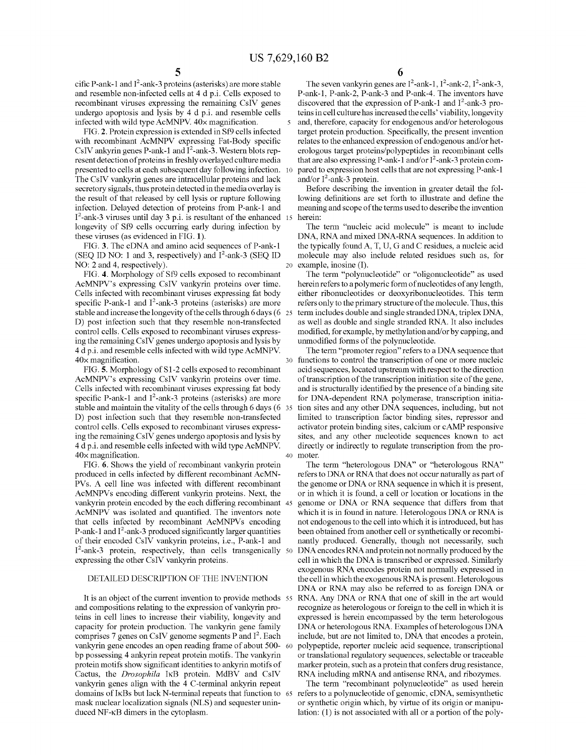cific P-ank-1 and $I^2$-ank-3 proteins (asterisks) are more stable and resemble non-infected cells at 4 d p.i. Cells exposed to recombinant viruses expressing the remaining CsIV genes undergo apoptosis and lysis by 4 d p.i. and resemble cells infected with wild type AcMNPV. 40× magnification.

FIG. **2**. Protein expression is extended in Sf9 cells infected with recombinant AcMNPV expressing Fat-Body specific CsIV ankyrin genes P-ank-1 and $I^2$-ank-3. Western blots represent detection of proteins in freshly overlayed culture media presented to cells at each subsequent day following infection. The CsIV vankyrin genes are intracellular proteins and lack secretory signals, thus protein detected in the media overlay is the result of that released by cell lysis or rupture following infection. Delayed detection of proteins from P-ank-1 and $I^2$-ank-3 viruses until day 3 p.i. is resultant of the enhanced longevity of Sf9 cells occurring early during infection by these viruses (as evidenced in FIG. **1**).

FIG. **3**. The cDNA and amino acid sequences of P-ank-1 (SEQ ID NO: 1 and 3, respectively) and $I^2$-ank-3 (SEQ ID NO: 2 and 4, respectively).

FIG. **4**. Morphology of Sf9 cells exposed to recombinant AcMNPV's expressing CsIV vankyrin proteins over time. Cells infected with recombinant viruses expressing fat body specific P-ank-1 and $I^2$-ank-3 proteins (asterisks) are more stable and increase the longevity of the cells through 6 days (6 D) post infection such that they resemble non-transfected control cells. Cells exposed to recombinant viruses expressing the remaining CsIV genes undergo apoptosis and lysis by 4 d p.i. and resemble cells infected with wild type AcMNPV. 40× magnification.

FIG. **5**. Morphology of S1-2 cells exposed to recombinant AcMNPV's expressing CsIV vankyrin proteins over time. Cells infected with recombinant viruses expressing fat body specific P-ank-1 and $I^2$-ank-3 proteins (asterisks) are more stable and maintain the vitality of the cells through 6 days (6 D) post infection such that they resemble non-transfected control cells. Cells exposed to recombinant viruses expressing the remaining CsIV genes undergo apoptosis and lysis by 4 d p.i. and resemble cells infected with wild type AcMNPV. 40× magnification.

FIG. **6**. Shows the yield of recombinant vankyrin protein produced in cells infected by different recombinant AcMNPVs. A cell line was infected with different recombinant AcMNPVs encoding different vankyrin proteins. Next, the vankyrin protein encoded by the each differing recombinant AcMNPV was isolated and quantified. The inventors note that cells infected by recombinant AcMNPVs encoding P-ank-1 and $I^2$-ank-3 produced significantly larger quantities of their encoded CsIV vankyrin proteins, i.e., P-ank-1 and $I^2$-ank-3 protein, respectively, than cells transgenically expressing the other CsIV vankyrin proteins.

## DETAILED DESCRIPTION OF THE INVENTION

It is an object of the current invention to provide methods and compositions relating to the expression of vankyrin proteins in cell lines to increase their viability, longevity and capacity for protein production. The vankyrin gene family comprises 7 genes on CsIV genome segments P and $I^2$. Each vankyrin gene encodes an open reading frame of about 500-bp possessing 4 ankyrin repeat protein motifs. The vankyrin protein motifs show significant identities to ankyrin motifs of Cactus, the *Drosophila* IκB protein. MdBV and CsIV vankyrin genes align with the 4 C-terminal ankyrin repeat domains of IκBs but lack N-terminal repeats that function to mask nuclear localization signals (NLS) and sequester uninduced NF-κB dimers in the cytoplasm.

The seven vankyrin genes are $I^2$-ank-1, $I^2$-ank-2, $I^2$-ank-3, P-ank-1, P-ank-2, P-ank-3 and P-ank-4. The inventors have discovered that the expression of P-ank-1 and $I^2$-ank-3 proteins in cell culture has increased the cells' viability, longevity and, therefore, capacity for endogenous and/or heterologous target protein production. Specifically, the present invention relates to the enhanced expression of endogenous and/or heterologous target proteins/polypeptides in recombinant cells that are also expressing P-ank-1 and/or $I^2$-ank-3 protein compared to expression host cells that are not expressing P-ank-1 and/or $I^2$-ank-3 protein.

Before describing the invention in greater detail the following definitions are set forth to illustrate and define the meaning and scope of the terms used to describe the invention herein:

The term "nucleic acid molecule" is meant to include DNA, RNA and mixed DNA-RNA sequences. In addition to the typically found A, T, U, G and C residues, a nucleic acid molecule may also include related residues such as, for example, inosine (I).

The term "polynucleotide" or "oligonucleotide" as used herein refers to a polymeric form of nucleotides of any length, either ribonucleotides or deoxyribonucleotides. This term refers only to the primary structure of the molecule. Thus, this term includes double and single stranded DNA, triplex DNA, as well as double and single stranded RNA. It also includes modified, for example, by methylation and/or by capping, and unmodified forms of the polynucleotide.

The term "promoter region" refers to a DNA sequence that functions to control the transcription of one or more nucleic acid sequences, located upstream with respect to the direction of transcription of the transcription initiation site of the gene, and is structurally identified by the presence of a binding site for DNA-dependent RNA polymerase, transcription initiation sites and any other DNA sequences, including, but not limited to transcription factor binding sites, repressor and activator protein binding sites, calcium or cAMP responsive sites, and any other nucleotide sequences known to act directly or indirectly to regulate transcription from the promoter.

The term "heterologous DNA" or "heterologous RNA" refers to DNA or RNA that does not occur naturally as part of the genome or DNA or RNA sequence in which it is present, or in which it is found, a cell or location or locations in the genome or DNA or RNA sequence that differs from that which it is in found in nature. Heterologous DNA or RNA is not endogenous to the cell into which it is introduced, but has been obtained from another cell or synthetically or recombinantly produced. Generally, though not necessarily, such DNA encodes RNA and protein not normally produced by the cell in which the DNA is transcribed or expressed. Similarly exogenous RNA encodes protein not normally expressed in the cell in which the exogenous RNA is present. Heterologous DNA or RNA may also be referred to as foreign DNA or RNA. Any DNA or RNA that one of skill in the art would recognize as heterologous or foreign to the cell in which it is expressed is herein encompassed by the term heterologous DNA or heterologous RNA. Examples of heterologous DNA include, but are not limited to, DNA that encodes a protein, polypeptide, reporter nucleic acid sequence, transcriptional or translational regulatory sequences, selectable or traceable marker protein, such as a protein that confers drug resistance, RNA including mRNA and antisense RNA, and ribozymes.

The term "recombinant polynucleotide" as used herein refers to a polynucleotide of genomic, cDNA, semisynthetic or synthetic origin which, by virtue of its origin or manipulation: (1) is not associated with all or a portion of the poly-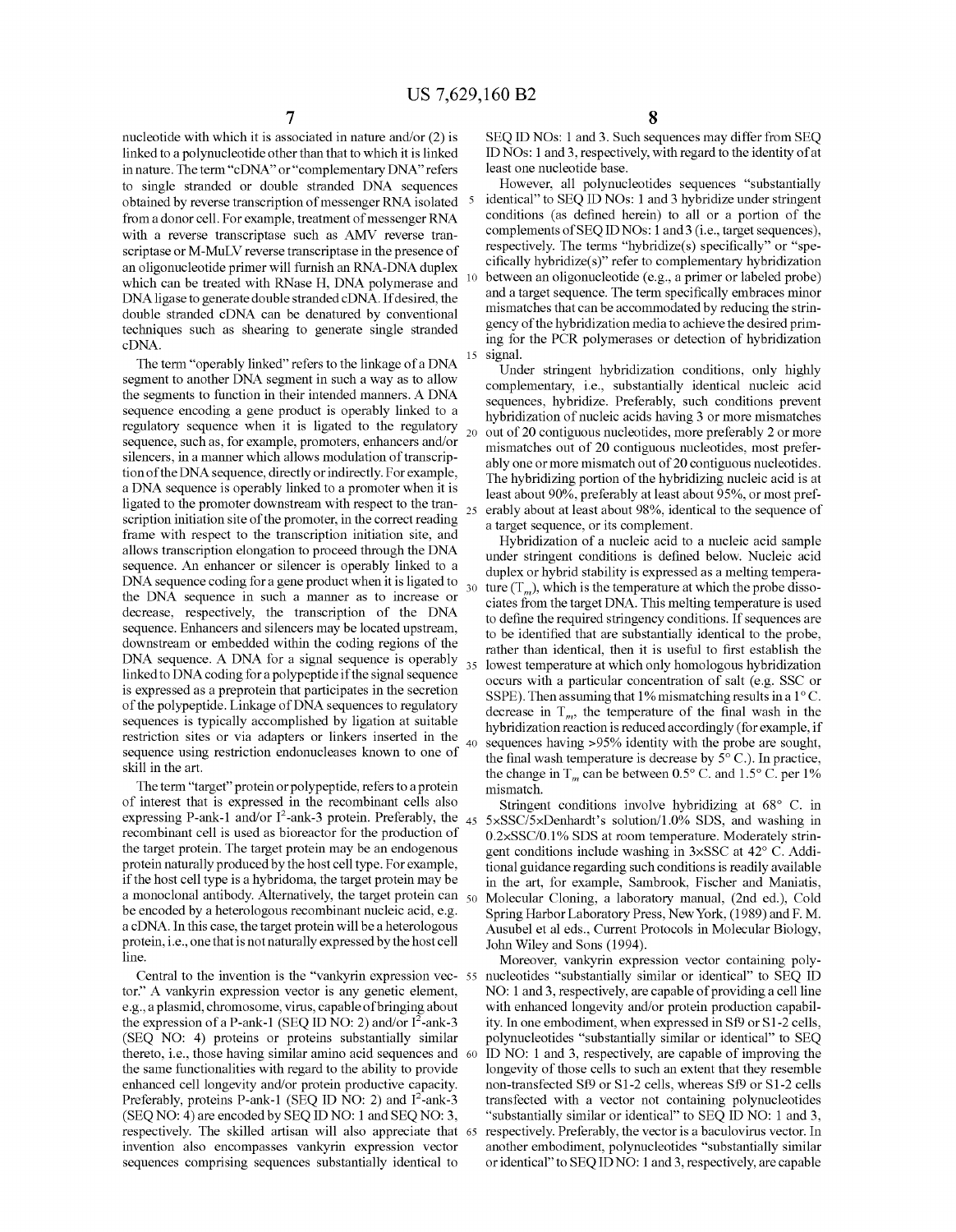nucleotide with which it is associated in nature and/or (2) is linked to a polynucleotide other than that to which it is linked in nature. The term "cDNA" or "complementary DNA" refers to single stranded or double stranded DNA sequences obtained by reverse transcription of messenger RNA isolated from a donor cell. For example, treatment of messenger RNA with a reverse transcriptase such as AMV reverse transcriptase or M-MuLV reverse transcriptase in the presence of an oligonucleotide primer will furnish an RNA-DNA duplex which can be treated with RNase H, DNA polymerase and DNA ligase to generate double stranded cDNA. If desired, the double stranded cDNA can be denatured by conventional techniques such as shearing to generate single stranded cDNA.

The term "operably linked" refers to the linkage of a DNA segment to another DNA segment in such a way as to allow the segments to function in their intended manners. A DNA sequence encoding a gene product is operably linked to a regulatory sequence when it is ligated to the regulatory sequence, such as, for example, promoters, enhancers and/or silencers, in a manner which allows modulation of transcription of the DNA sequence, directly or indirectly. For example, a DNA sequence is operably linked to a promoter when it is ligated to the promoter downstream with respect to the transcription initiation site of the promoter, in the correct reading frame with respect to the transcription initiation site, and allows transcription elongation to proceed through the DNA sequence. An enhancer or silencer is operably linked to a DNA sequence coding for a gene product when it is ligated to the DNA sequence in such a manner as to increase or decrease, respectively, the transcription of the DNA sequence. Enhancers and silencers may be located upstream, downstream or embedded within the coding regions of the DNA sequence. A DNA for a signal sequence is operably linked to DNA coding for a polypeptide if the signal sequence is expressed as a preprotein that participates in the secretion of the polypeptide. Linkage of DNA sequences to regulatory sequences is typically accomplished by ligation at suitable restriction sites or via adapters or linkers inserted in the sequence using restriction endonucleases known to one of skill in the art.

The term "target" protein or polypeptide, refers to a protein of interest that is expressed in the recombinant cells also expressing P-ank-1 and/or $I^2$-ank-3 protein. Preferably, the recombinant cell is used as bioreactor for the production of the target protein. The target protein may be an endogenous protein naturally produced by the host cell type. For example, if the host cell type is a hybridoma, the target protein may be a monoclonal antibody. Alternatively, the target protein can be encoded by a heterologous recombinant nucleic acid, e.g. a cDNA. In this case, the target protein will be a heterologous protein, i.e., one that is not naturally expressed by the host cell line.

Central to the invention is the "vankyrin expression vector." A vankyrin expression vector is any genetic element, e.g., a plasmid, chromosome, virus, capable of bringing about the expression of a P-ank-1 (SEQ ID NO: 2) and/or $I^2$-ank-3 (SEQ NO: 4) proteins or proteins substantially similar thereto, i.e., those having similar amino acid sequences and the same functionalities with regard to the ability to provide enhanced cell longevity and/or protein productive capacity. Preferably, proteins P-ank-1 (SEQ ID NO: 2) and $I^2$-ank-3 (SEQ NO: 4) are encoded by SEQ ID NO: 1 and SEQ NO: 3, respectively. The skilled artisan will also appreciate that invention also encompasses vankyrin expression vector sequences comprising sequences substantially identical to SEQ ID NOs: 1 and 3. Such sequences may differ from SEQ ID NOs: 1 and 3, respectively, with regard to the identity of at least one nucleotide base.

However, all polynucleotides sequences "substantially identical" to SEQ ID NOs: 1 and 3 hybridize under stringent conditions (as defined herein) to all or a portion of the complements of SEQ ID NOs: 1 and 3 (i.e., target sequences), respectively. The terms "hybridize(s) specifically" or "specifically hybridize(s)" refer to complementary hybridization between an oligonucleotide (e.g., a primer or labeled probe) and a target sequence. The term specifically embraces minor mismatches that can be accommodated by reducing the stringency of the hybridization media to achieve the desired priming for the PCR polymerases or detection of hybridization signal.

Under stringent hybridization conditions, only highly complementary, i.e., substantially identical nucleic acid sequences, hybridize. Preferably, such conditions prevent hybridization of nucleic acids having 3 or more mismatches out of 20 contiguous nucleotides, more preferably 2 or more mismatches out of 20 contiguous nucleotides, most preferably one or more mismatch out of 20 contiguous nucleotides. The hybridizing portion of the hybridizing nucleic acid is at least about 90%, preferably at least about 95%, or most preferably about at least about 98%, identical to the sequence of a target sequence, or its complement.

Hybridization of a nucleic acid to a nucleic acid sample under stringent conditions is defined below. Nucleic acid duplex or hybrid stability is expressed as a melting temperature ($T_m$), which is the temperature at which the probe dissociates from the target DNA. This melting temperature is used to define the required stringency conditions. If sequences are to be identified that are substantially identical to the probe, rather than identical, then it is useful to first establish the lowest temperature at which only homologous hybridization occurs with a particular concentration of salt (e.g. SSC or SSPE). Then assuming that 1% mismatching results in a 1° C. decrease in $T_m$, the temperature of the final wash in the hybridization reaction is reduced accordingly (for example, if sequences having >95% identity with the probe are sought, the final wash temperature is decrease by 5° C.). In practice, the change in $T_m$ can be between 0.5° C. and 1.5° C. per 1% mismatch.

Stringent conditions involve hybridizing at 68° C. in 5×SSC/5×Denhardt's solution/1.0% SDS, and washing in 0.2×SSC/0.1% SDS at room temperature. Moderately stringent conditions include washing in 3×SSC at 42° C. Additional guidance regarding such conditions is readily available in the art, for example, Sambrook, Fischer and Maniatis, Molecular Cloning, a laboratory manual, (2nd ed.), Cold Spring Harbor Laboratory Press, New York, (1989) and F. M. Ausubel et al eds., Current Protocols in Molecular Biology, John Wiley and Sons (1994).

Moreover, vankyrin expression vector containing polynucleotides "substantially similar or identical" to SEQ ID NO: 1 and 3, respectively, are capable of providing a cell line with enhanced longevity and/or protein production capability. In one embodiment, when expressed in Sf9 or S1-2 cells, polynucleotides "substantially similar or identical" to SEQ ID NO: 1 and 3, respectively, are capable of improving the longevity of those cells to such an extent that they resemble non-transfected Sf9 or S1-2 cells, whereas Sf9 or S1-2 cells transfected with a vector not containing polynucleotides "substantially similar or identical" to SEQ ID NO: 1 and 3, respectively. Preferably, the vector is a baculovirus vector. In another embodiment, polynucleotides "substantially similar or identical" to SEQ ID NO: 1 and 3, respectively, are capable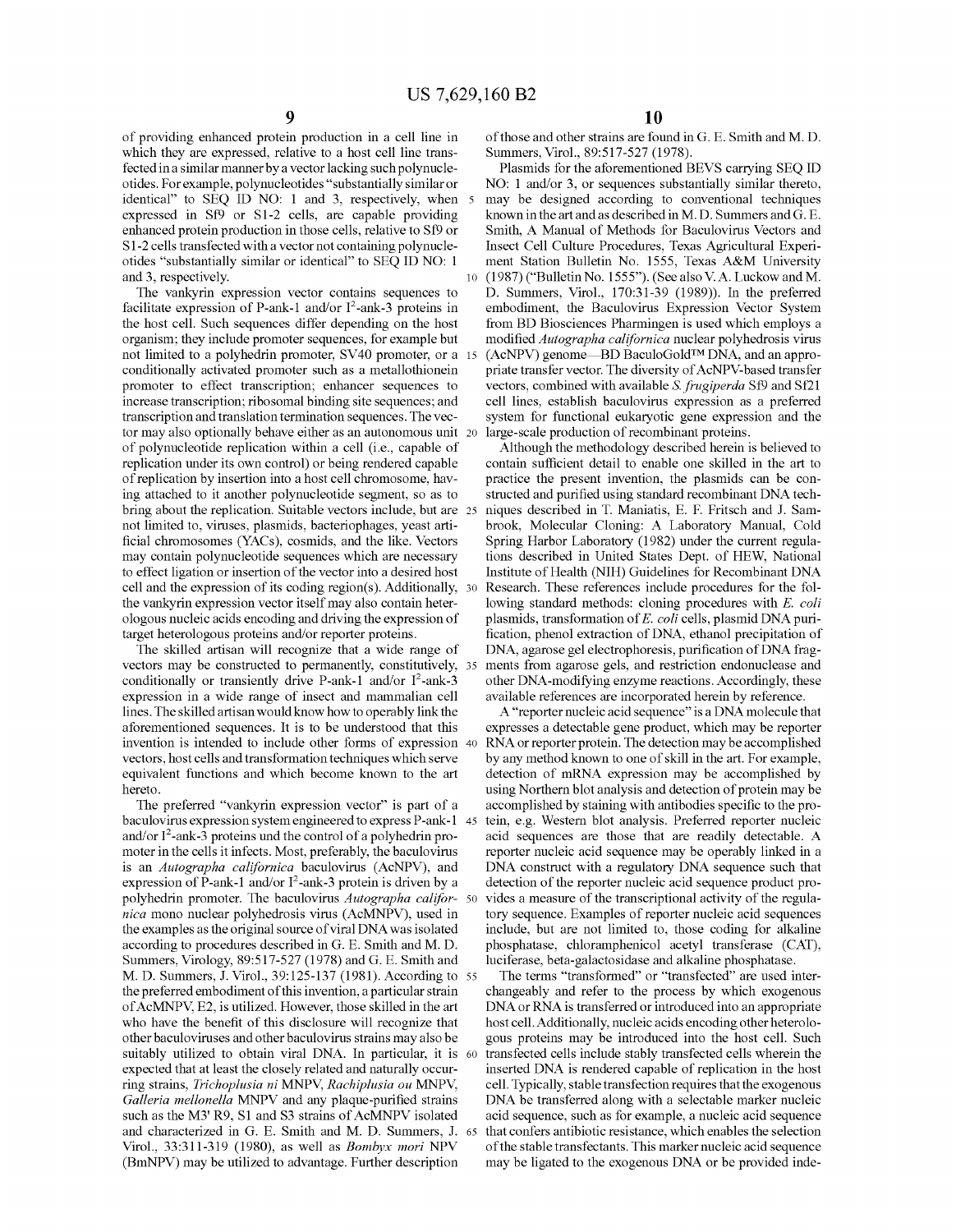of providing enhanced protein production in a cell line in which they are expressed, relative to a host cell line transfected in a similar manner by a vector lacking such polynucleotides. For example, polynucleotides "substantially similar or identical" to SEQ ID NO: 1 and 3, respectively, when expressed in Sf9 or S1-2 cells, are capable providing enhanced protein production in those cells, relative to Sf9 or S1-2 cells transfected with a vector not containing polynucleotides "substantially similar or identical" to SEQ ID NO: 1 and 3, respectively.

The vankyrin expression vector contains sequences to facilitate expression of P-ank-1 and/or I$^2$-ank-3 proteins in the host cell. Such sequences differ depending on the host organism; they include promoter sequences, for example but not limited to a polyhedrin promoter, SV40 promoter, or a conditionally activated promoter such as a metallothionein promoter to effect transcription; enhancer sequences to increase transcription; ribosomal binding site sequences; and transcription and translation termination sequences. The vector may also optionally behave either as an autonomous unit of polynucleotide replication within a cell (i.e., capable of replication under its own control) or being rendered capable of replication by insertion into a host cell chromosome, having attached to it another polynucleotide segment, so as to bring about the replication. Suitable vectors include, but are not limited to, viruses, plasmids, bacteriophages, yeast artificial chromosomes (YACs), cosmids, and the like. Vectors may contain polynucleotide sequences which are necessary to effect ligation or insertion of the vector into a desired host cell and the expression of its coding region(s). Additionally, the vankyrin expression vector itself may also contain heterologous nucleic acids encoding and driving the expression of target heterologous proteins and/or reporter proteins.

The skilled artisan will recognize that a wide range of vectors may be constructed to permanently, constitutively, conditionally or transiently drive P-ank-1 and/or I$^2$-ank-3 expression in a wide range of insect and mammalian cell lines. The skilled artisan would know how to operably link the aforementioned sequences. It is to be understood that this invention is intended to include other forms of expression vectors, host cells and transformation techniques which serve equivalent functions and which become known to the art hereto.

The preferred "vankyrin expression vector" is part of a baculovirus expression system engineered to express P-ank-1 and/or I$^2$-ank-3 proteins und the control of a polyhedrin promoter in the cells it infects. Most, preferably, the baculovirus is an *Autographa californica* baculovirus (AcNPV), and expression of P-ank-1 and/or I$^2$-ank-3 protein is driven by a polyhedrin promoter. The baculovirus *Autographa californica* mono nuclear polyhedrosis virus (AcMNPV), used in the examples as the original source of viral DNA was isolated according to procedures described in G. E. Smith and M. D. Summers, Virology, 89:517-527 (1978) and G. E. Smith and M. D. Summers, J. Virol., 39:125-137 (1981). According to the preferred embodiment of this invention, a particular strain of AcMNPV, E2, is utilized. However, those skilled in the art who have the benefit of this disclosure will recognize that other baculoviruses and other baculovirus strains may also be suitably utilized to obtain viral DNA. In particular, it is expected that at least the closely related and naturally occurring strains, *Trichoplusia ni* MNPV, *Rachiplusia ou* MNPV, *Galleria mellonella* MNPV and any plaque-purified strains such as the M3' R9, S1 and S3 strains of AcMNPV isolated and characterized in G. E. Smith and M. D. Summers, J. Virol., 33:311-319 (1980), as well as *Bombyx mori* NPV (BmNPV) may be utilized to advantage. Further description of those and other strains are found in G. E. Smith and M. D. Summers, Virol., 89:517-527 (1978).

Plasmids for the aforementioned BEVS carrying SEQ ID NO: 1 and/or 3, or sequences substantially similar thereto, may be designed according to conventional techniques known in the art and as described in M. D. Summers and G. E. Smith, A Manual of Methods for Baculovirus Vectors and Insect Cell Culture Procedures, Texas Agricultural Experiment Station Bulletin No. 1555, Texas A&M University (1987) ("Bulletin No. 1555"). (See also V. A. Luckow and M. D. Summers, Virol., 170:31-39 (1989)). In the preferred embodiment, the Baculovirus Expression Vector System from BD Biosciences Pharmingen is used which employs a modified *Autographa californica* nuclear polyhedrosis virus (AcNPV) genome—BD BaculoGold™ DNA, and an appropriate transfer vector. The diversity of AcNPV-based transfer vectors, combined with available *S. frugiperda* Sf9 and Sf21 cell lines, establish baculovirus expression as a preferred system for functional eukaryotic gene expression and the large-scale production of recombinant proteins.

Although the methodology described herein is believed to contain sufficient detail to enable one skilled in the art to practice the present invention, the plasmids can be constructed and purified using standard recombinant DNA techniques described in T. Maniatis, E. F. Fritsch and J. Sambrook, Molecular Cloning: A Laboratory Manual, Cold Spring Harbor Laboratory (1982) under the current regulations described in United States Dept. of HEW, National Institute of Health (NIH) Guidelines for Recombinant DNA Research. These references include procedures for the following standard methods: cloning procedures with *E. coli* plasmids, transformation of *E. coli* cells, plasmid DNA purification, phenol extraction of DNA, ethanol precipitation of DNA, agarose gel electrophoresis, purification of DNA fragments from agarose gels, and restriction endonuclease and other DNA-modifying enzyme reactions. Accordingly, these available references are incorporated herein by reference.

A "reporter nucleic acid sequence" is a DNA molecule that expresses a detectable gene product, which may be reporter RNA or reporter protein. The detection may be accomplished by any method known to one of skill in the art. For example, detection of mRNA expression may be accomplished by using Northern blot analysis and detection of protein may be accomplished by staining with antibodies specific to the protein, e.g. Western blot analysis. Preferred reporter nucleic acid sequences are those that are readily detectable. A reporter nucleic acid sequence may be operably linked in a DNA construct with a regulatory DNA sequence such that detection of the reporter nucleic acid sequence product provides a measure of the transcriptional activity of the regulatory sequence. Examples of reporter nucleic acid sequences include, but are not limited to, those coding for alkaline phosphatase, chloramphenicol acetyl transferase (CAT), luciferase, beta-galactosidase and alkaline phosphatase.

The terms "transformed" or "transfected" are used interchangeably and refer to the process by which exogenous DNA or RNA is transferred or introduced into an appropriate host cell. Additionally, nucleic acids encoding other heterologous proteins may be introduced into the host cell. Such transfected cells include stably transfected cells wherein the inserted DNA is rendered capable of replication in the host cell. Typically, stable transfection requires that the exogenous DNA be transferred along with a selectable marker nucleic acid sequence, such as for example, a nucleic acid sequence that confers antibiotic resistance, which enables the selection of the stable transfectants. This marker nucleic acid sequence may be ligated to the exogenous DNA or be provided inde-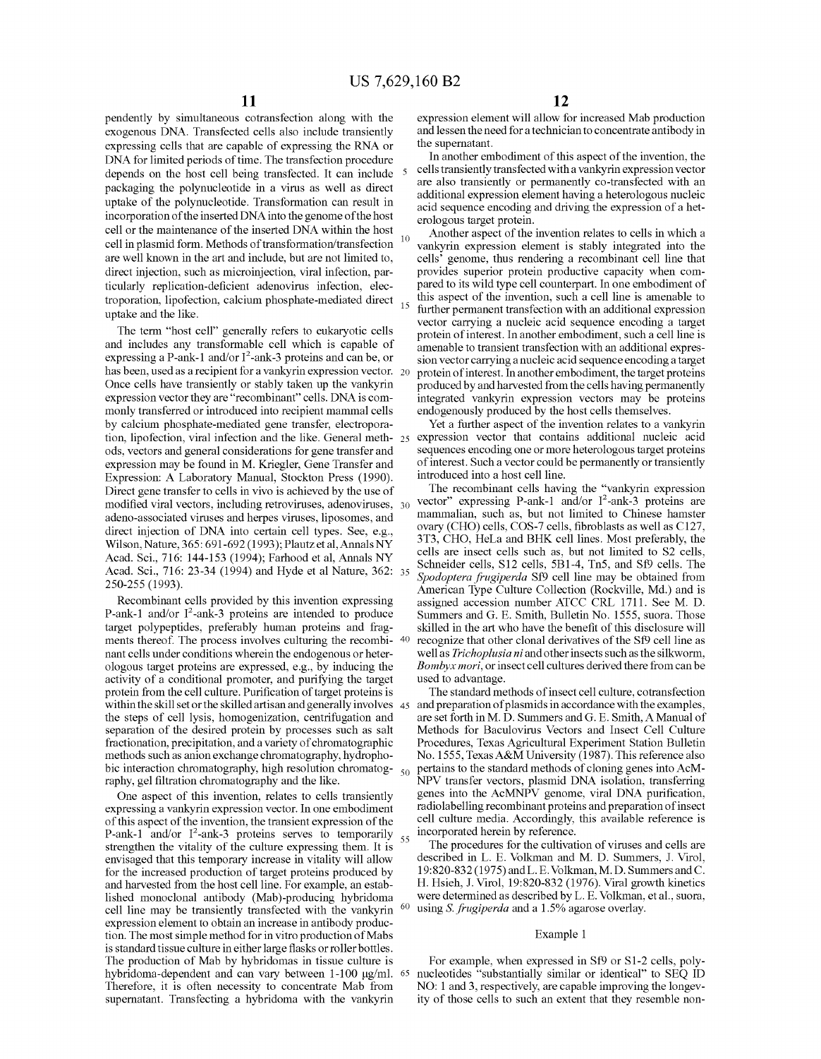pendently by simultaneous cotransfection along with the exogenous DNA. Transfected cells also include transiently expressing cells that are capable of expressing the RNA or DNA for limited periods of time. The transfection procedure depends on the host cell being transfected. It can include packaging the polynucleotide in a virus as well as direct uptake of the polynucleotide. Transformation can result in incorporation of the inserted DNA into the genome of the host cell or the maintenance of the inserted DNA within the host cell in plasmid form. Methods of transformation/transfection are well known in the art and include, but are not limited to, direct injection, such as microinjection, viral infection, particularly replication-deficient adenovirus infection, electroporation, lipofection, calcium phosphate-mediated direct uptake and the like.

The term "host cell" generally refers to eukaryotic cells and includes any transformable cell which is capable of expressing a P-ank-1 and/or $I^2$-ank-3 proteins and can be, or has been, used as a recipient for a vankyrin expression vector. Once cells have transiently or stably taken up the vankyrin expression vector they are "recombinant" cells. DNA is commonly transferred or introduced into recipient mammal cells by calcium phosphate-mediated gene transfer, electroporation, lipofection, viral infection and the like. General methods, vectors and general considerations for gene transfer and expression may be found in M. Kriegler, Gene Transfer and Expression: A Laboratory Manual, Stockton Press (1990). Direct gene transfer to cells in vivo is achieved by the use of modified viral vectors, including retroviruses, adenoviruses, adeno-associated viruses and herpes viruses, liposomes, and direct injection of DNA into certain cell types. See, e.g., Wilson, Nature, 365: 691-692 (1993); Plautz et al, Annals NY Acad. Sci., 716: 144-153 (1994); Farhood et al, Annals NY Acad. Sci., 716: 23-34 (1994) and Hyde et al Nature, 362: 250-255 (1993).

Recombinant cells provided by this invention expressing P-ank-1 and/or $I^2$-ank-3 proteins are intended to produce target polypeptides, preferably human proteins and fragments thereof. The process involves culturing the recombinant cells under conditions wherein the endogenous or heterologous target proteins are expressed, e.g., by inducing the activity of a conditional promoter, and purifying the target protein from the cell culture. Purification of target proteins is within the skill set or the skilled artisan and generally involves the steps of cell lysis, homogenization, centrifugation and separation of the desired protein by processes such as salt fractionation, precipitation, and a variety of chromatographic methods such as anion exchange chromatography, hydrophobic interaction chromatography, high resolution chromatography, gel filtration chromatography and the like.

One aspect of this invention, relates to cells transiently expressing a vankyrin expression vector. In one embodiment of this aspect of the invention, the transient expression of the P-ank-1 and/or $I^2$-ank-3 proteins serves to temporarily strengthen the vitality of the culture expressing them. It is envisaged that this temporary increase in vitality will allow for the increased production of target proteins produced by and harvested from the host cell line. For example, an established monoclonal antibody (Mab)-producing hybridoma cell line may be transiently transfected with the vankyrin expression element to obtain an increase in antibody production. The most simple method for in vitro production of Mabs is standard tissue culture in either large flasks or roller bottles. The production of Mab by hybridomas in tissue culture is hybridoma-dependent and can vary between 1-100 μg/ml. Therefore, it is often necessity to concentrate Mab from supernatant. Transfecting a hybridoma with the vankyrin expression element will allow for increased Mab production and lessen the need for a technician to concentrate antibody in the supernatant.

In another embodiment of this aspect of the invention, the cells transiently transfected with a vankyrin expression vector are also transiently or permanently co-transfected with an additional expression element having a heterologous nucleic acid sequence encoding and driving the expression of a heterologous target protein.

Another aspect of the invention relates to cells in which a vankyrin expression element is stably integrated into the cells' genome, thus rendering a recombinant cell line that provides superior protein productive capacity when compared to its wild type cell counterpart. In one embodiment of this aspect of the invention, such a cell line is amenable to further permanent transfection with an additional expression vector carrying a nucleic acid sequence encoding a target protein of interest. In another embodiment, such a cell line is amenable to transient transfection with an additional expression vector carrying a nucleic acid sequence encoding a target protein of interest. In another embodiment, the target proteins produced by and harvested from the cells having permanently integrated vankyrin expression vectors may be proteins endogenously produced by the host cells themselves.

Yet a further aspect of the invention relates to a vankyrin expression vector that contains additional nucleic acid sequences encoding one or more heterologous target proteins of interest. Such a vector could be permanently or transiently introduced into a host cell line.

The recombinant cells having the "vankyrin expression vector" expressing P-ank-1 and/or $I^2$-ank-3 proteins are mammalian, such as, but not limited to Chinese hamster ovary (CHO) cells, COS-7 cells, fibroblasts as well as C127, 3T3, CHO, HeLa and BHK cell lines. Most preferably, the cells are insect cells such as, but not limited to S2 cells, Schneider cells, S12 cells, 5B1-4, Tn5, and Sf9 cells. The *Spodoptera frugiperda* Sf9 cell line may be obtained from American Type Culture Collection (Rockville, Md.) and is assigned accession number ATCC CRL 1711. See M. D. Summers and G. E. Smith, Bulletin No. 1555, suora. Those skilled in the art who have the benefit of this disclosure will recognize that other clonal derivatives of the Sf9 cell line as well as *Trichoplusia ni* and other insects such as the silkworm, *Bombyx mori*, or insect cell cultures derived there from can be used to advantage.

The standard methods of insect cell culture, cotransfection and preparation of plasmids in accordance with the examples, are set forth in M. D. Summers and G. E. Smith, A Manual of Methods for Baculovirus Vectors and Insect Cell Culture Procedures, Texas Agricultural Experiment Station Bulletin No. 1555, Texas A&M University (1987). This reference also pertains to the standard methods of cloning genes into AcMNPV transfer vectors, plasmid DNA isolation, transferring genes into the AcMNPV genome, viral DNA purification, radiolabelling recombinant proteins and preparation of insect cell culture media. Accordingly, this available reference is incorporated herein by reference.

The procedures for the cultivation of viruses and cells are described in L. E. Volkman and M. D. Summers, J. Virol, 19:820-832 (1975) and L. E. Volkman, M. D. Summers and C. H. Hsieh, J. Virol, 19:820-832 (1976). Viral growth kinetics were determined as described by L. E. Volkman, et al., suora, using *S. frugiperda* and a 1.5% agarose overlay.

## Example 1

For example, when expressed in Sf9 or S1-2 cells, polynucleotides "substantially similar or identical" to SEQ ID NO: 1 and 3, respectively, are capable improving the longevity of those cells to such an extent that they resemble non-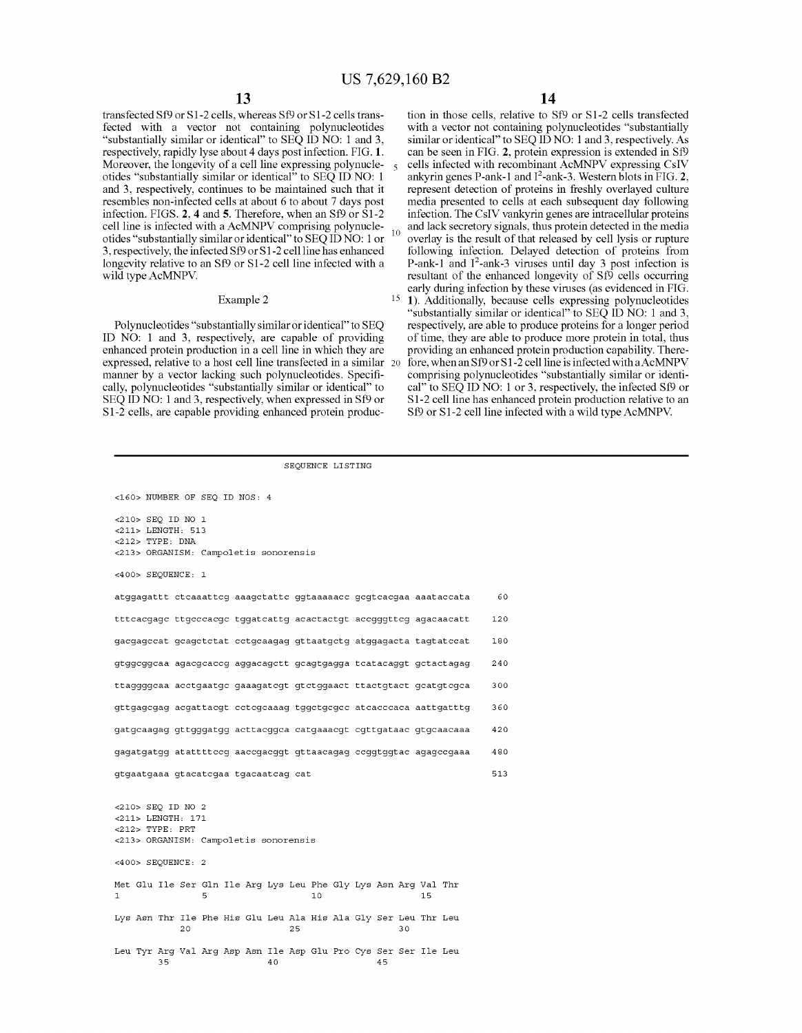transfected Sf9 or S1-2 cells, whereas Sf9 or S1-2 cells transfected with a vector not containing polynucleotides "substantially similar or identical" to SEQ ID NO: 1 and 3, respectively, rapidly lyse about 4 days post infection. FIG. **1**. Moreover, the longevity of a cell line expressing polynucleotides "substantially similar or identical" to SEQ ID NO: 1 and 3, respectively, continues to be maintained such that it resembles non-infected cells at about 6 to about 7 days post infection. FIGS. **2**, **4** and **5**. Therefore, when an Sf9 or S1-2 cell line is infected with a AcMNPV comprising polynucleotides "substantially similar or identical" to SEQ ID NO: 1 or 3, respectively, the infected Sf9 or S1-2 cell line has enhanced longevity relative to an Sf9 or S1-2 cell line infected with a wild type AcMNPV.

## Example 2

Polynucleotides "substantially similar or identical" to SEQ ID NO: 1 and 3, respectively, are capable of providing enhanced protein production in a cell line in which they are expressed, relative to a host cell line transfected in a similar manner by a vector lacking such polynucleotides. Specifically, polynucleotides "substantially similar or identical" to SEQ ID NO: 1 and 3, respectively, when expressed in Sf9 or S1-2 cells, are capable providing enhanced protein production in those cells, relative to Sf9 or S1-2 cells transfected with a vector not containing polynucleotides "substantially similar or identical" to SEQ ID NO: 1 and 3, respectively. As can be seen in FIG. **2**, protein expression is extended in Sf9 cells infected with recombinant AcMNPV expressing CsIV ankyrin genes P-ank-1 and $I^2$-ank-3. Western blots in FIG. **2**, represent detection of proteins in freshly overlayed culture media presented to cells at each subsequent day following infection. The CsIV vankyrin genes are intracellular proteins and lack secretory signals, thus protein detected in the media overlay is the result of that released by cell lysis or rupture following infection. Delayed detection of proteins from P-ank-1 and $I^2$-ank-3 viruses until day 3 post infection is resultant of the enhanced longevity of Sf9 cells occurring early during infection by these viruses (as evidenced in FIG. **1**). Additionally, because cells expressing polynucleotides "substantially similar or identical" to SEQ ID NO: 1 and 3, respectively, are able to produce proteins for a longer period of time, they are able to produce more protein in total, thus providing an enhanced protein production capability. Therefore, when an Sf9 or S1-2 cell line is infected with a AcMNPV comprising polynucleotides "substantially similar or identical" to SEQ ID NO: 1 or 3, respectively, the infected Sf9 or S1-2 cell line has enhanced protein production relative to an Sf9 or S1-2 cell line infected with a wild type AcMNPV.

## SEQUENCE LISTING

```
<160> NUMBER OF SEQ ID NOS: 4

<210> SEQ ID NO 1
<211> LENGTH: 513
<212> TYPE: DNA
<213> ORGANISM: Campoletis sonorensis

<400> SEQUENCE: 1

atggagattt ctcaaattcg aaagctattc ggtaaaaacc gcgtcacgaa aaataccata      60

tttcacgagc ttgcccacgc tggatcattg acactactgt accgggttcg agacaacatt     120

gacgagccat gcagctctat cctgcaagag gttaatgctg atggagacta tagtatccat     180

gtggcggcaa agacgcaccg aggacagctt gcagtgagga tcatacaggt gctactagag     240

ttaggggcaa acctgaatgc gaaagatcgt gtctggaact ttactgtact gcatgtcgca     300

gttgagcgag acgattacgt cctcgcaaag tggctgcgcc atcacccaca aattgatttg     360

gatgcaagag gttgggatgg acttacggca catgaaacgt cgttgataac gtgcaacaaa     420

gagatgatgg atattttccg aaccgacggt gttaacagag ccggtggtac agagccgaaa     480

gtgaatgaaa gtacatcgaa tgacaatcag cat                                  513


<210> SEQ ID NO 2
<211> LENGTH: 171
<212> TYPE: PRT
<213> ORGANISM: Campoletis sonorensis

<400> SEQUENCE: 2

Met Glu Ile Ser Gln Ile Arg Lys Leu Phe Gly Lys Asn Arg Val Thr
1               5                   10                  15

Lys Asn Thr Ile Phe His Glu Leu Ala His Ala Gly Ser Leu Thr Leu
            20                  25                  30

Leu Tyr Arg Val Arg Asp Asn Ile Asp Glu Pro Cys Ser Ser Ile Leu
        35                  40                  45
```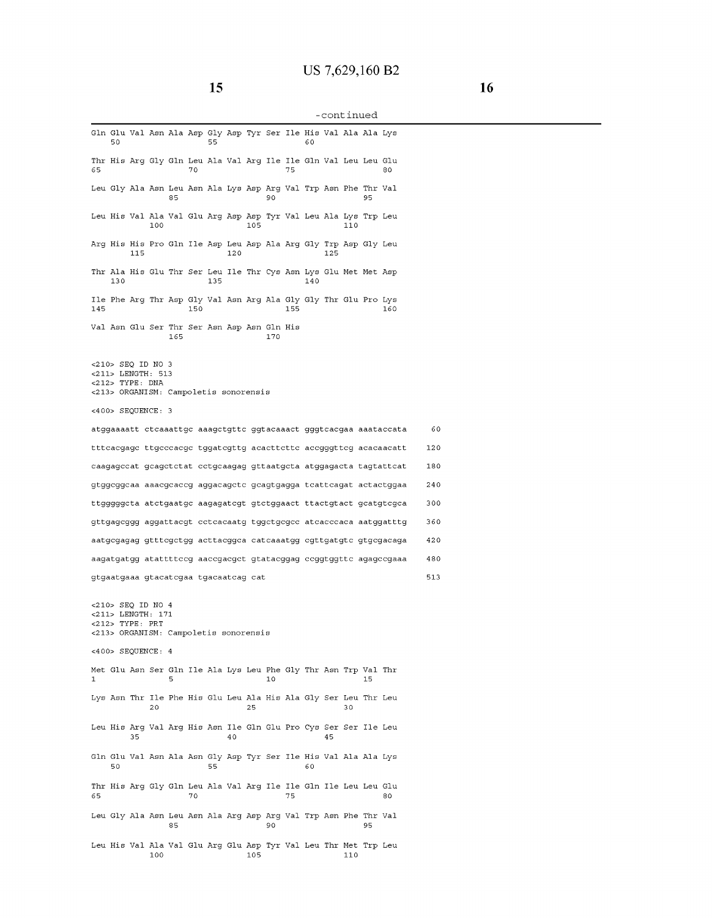-continued

```
Gln Glu Val Asn Ala Asp Gly Asp Tyr Ser Ile His Val Ala Ala Lys
    50                  55                  60

Thr His Arg Gly Gln Leu Ala Val Arg Ile Ile Gln Val Leu Leu Glu
65                  70                  75                  80

Leu Gly Ala Asn Leu Asn Ala Lys Asp Arg Val Trp Asn Phe Thr Val
                85                  90                  95

Leu His Val Ala Val Glu Arg Asp Asp Tyr Val Leu Ala Lys Trp Leu
            100                 105                 110

Arg His His Pro Gln Ile Asp Leu Asp Ala Arg Gly Trp Asp Gly Leu
        115                 120                 125

Thr Ala His Glu Thr Ser Leu Ile Thr Cys Asn Lys Glu Met Met Asp
    130                 135                 140

Ile Phe Arg Thr Asp Gly Val Asn Arg Ala Gly Gly Thr Glu Pro Lys
145                 150                 155                 160

Val Asn Glu Ser Thr Ser Asn Asp Asn Gln His
                165                 170


<210> SEQ ID NO 3
<211> LENGTH: 513
<212> TYPE: DNA
<213> ORGANISM: Campoletis sonorensis

<400> SEQUENCE: 3

atggaaaatt ctcaaattgc aaagctgttc ggtacaaact gggtcacgaa aaataccata      60

tttcacgagc ttgcccacgc tggatcgttg acacttcttc accgggttcg acacaacatt     120

caagagccat gcagctctat cctgcaagag gttaatgcta atggagacta tagtattcat     180

gtggcggcaa aaacgcaccg aggacagctc gcagtgagga tcattcagat actactggaa     240

ttgggggcta atctgaatgc aagagatcgt gtctggaact ttactgtact gcatgtcgca     300

gttgagcggg aggattacgt cctcacaatg tggctgcgcc atcacccaca aatggatttg     360

aatgcgagag gtttcgctgg acttacggca catcaaatgg cgttgatgtc gtgcgacaga     420

aagatgatgg atattttccg aaccgacgct gtatacggag ccggtggttc agagccgaaa     480

gtgaatgaaa gtacatcgaa tgacaatcag cat                                  513


<210> SEQ ID NO 4
<211> LENGTH: 171
<212> TYPE: PRT
<213> ORGANISM: Campoletis sonorensis

<400> SEQUENCE: 4

Met Glu Asn Ser Gln Ile Ala Lys Leu Phe Gly Thr Asn Trp Val Thr
1               5                   10                  15

Lys Asn Thr Ile Phe His Glu Leu Ala His Ala Gly Ser Leu Thr Leu
            20                  25                  30

Leu His Arg Val Arg His Asn Ile Gln Glu Pro Cys Ser Ser Ile Leu
        35                  40                  45

Gln Glu Val Asn Ala Asn Gly Asp Tyr Ser Ile His Val Ala Ala Lys
    50                  55                  60

Thr His Arg Gly Gln Leu Ala Val Arg Ile Ile Gln Ile Leu Leu Glu
65                  70                  75                  80

Leu Gly Ala Asn Leu Asn Ala Arg Asp Arg Val Trp Asn Phe Thr Val
                85                  90                  95

Leu His Val Ala Val Glu Arg Glu Asp Tyr Val Leu Thr Met Trp Leu
            100                 105                 110
```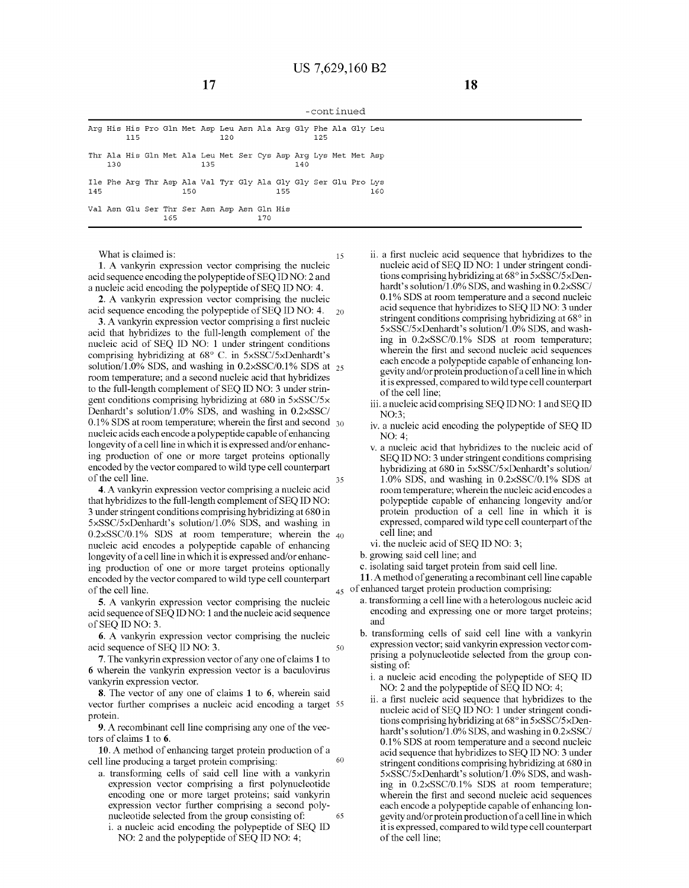-continued

```
Arg His His Pro Gln Met Asp Leu Asn Ala Arg Gly Phe Ala Gly Leu
        115                 120                 125

Thr Ala His Gln Met Ala Leu Met Ser Cys Asp Arg Lys Met Met Asp
    130                 135                 140

Ile Phe Arg Thr Asp Ala Val Tyr Gly Ala Gly Gly Ser Glu Pro Lys
145                 150                 155                 160

Val Asn Glu Ser Thr Ser Asn Asp Asn Gln His
                165                 170
```

What is claimed is:

1. A vankyrin expression vector comprising the nucleic acid sequence encoding the polypeptide of SEQ ID NO: 2 and a nucleic acid encoding the polypeptide of SEQ ID NO: 4.

2. A vankyrin expression vector comprising the nucleic acid sequence encoding the polypeptide of SEQ ID NO: 4.

3. A vankyrin expression vector comprising a first nucleic acid that hybridizes to the full-length complement of the nucleic acid of SEQ ID NO: 1 under stringent conditions comprising hybridizing at 68° C. in 5×SSC/5×Denhardt's solution/1.0% SDS, and washing in 0.2×SSC/0.1% SDS at room temperature; and a second nucleic acid that hybridizes to the full-length complement of SEQ ID NO: 3 under stringent conditions comprising hybridizing at 680 in 5×SSC/5× Denhardt's solution/1.0% SDS, and washing in 0.2×SSC/0.1% SDS at room temperature; wherein the first and second nucleic acids each encode a polypeptide capable of enhancing longevity of a cell line in which it is expressed and/or enhancing production of one or more target proteins optionally encoded by the vector compared to wild type cell counterpart of the cell line.

4. A vankyrin expression vector comprising a nucleic acid that hybridizes to the full-length complement of SEQ ID NO: 3 under stringent conditions comprising hybridizing at 680 in 5×SSC/5×Denhardt's solution/1.0% SDS, and washing in 0.2×SSC/0.1% SDS at room temperature; wherein the nucleic acid encodes a polypeptide capable of enhancing longevity of a cell line in which it is expressed and/or enhancing production of one or more target proteins optionally encoded by the vector compared to wild type cell counterpart of the cell line.

5. A vankyrin expression vector comprising the nucleic acid sequence of SEQ ID NO: 1 and the nucleic acid sequence of SEQ ID NO: 3.

6. A vankyrin expression vector comprising the nucleic acid sequence of SEQ ID NO: 3.

7. The vankyrin expression vector of any one of claims 1 to 6 wherein the vankyrin expression vector is a baculovirus vankyrin expression vector.

8. The vector of any one of claims 1 to 6, wherein said vector further comprises a nucleic acid encoding a target protein.

9. A recombinant cell line comprising any one of the vectors of claims 1 to 6.

10. A method of enhancing target protein production of a cell line producing a target protein comprising:

a. transforming cells of said cell line with a vankyrin expression vector comprising a first polynucleotide encoding one or more target proteins; said vankyrin expression vector further comprising a second polynucleotide selected from the group consisting of:

i. a nucleic acid encoding the polypeptide of SEQ ID NO: 2 and the polypeptide of SEQ ID NO: 4;

ii. a first nucleic acid sequence that hybridizes to the nucleic acid of SEQ ID NO: 1 under stringent conditions comprising hybridizing at 68° in 5×SSC/5×Denhardt's solution/1.0% SDS, and washing in 0.2×SSC/0.1% SDS at room temperature and a second nucleic acid sequence that hybridizes to SEQ ID NO: 3 under stringent conditions comprising hybridizing at 68° in 5×SSC/5×Denhardt's solution/1.0% SDS, and washing in 0.2×SSC/0.1% SDS at room temperature; wherein the first and second nucleic acid sequences each encode a polypeptide capable of enhancing longevity and/or protein production of a cell line in which it is expressed, compared to wild type cell counterpart of the cell line;

iii. a nucleic acid comprising SEQ ID NO: 1 and SEQ ID NO:3;

iv. a nucleic acid encoding the polypeptide of SEQ ID NO: 4;

v. a nucleic acid that hybridizes to the nucleic acid of SEQ ID NO: 3 under stringent conditions comprising hybridizing at 680 in 5×SSC/5×Denhardt's solution/1.0% SDS, and washing in 0.2×SSC/0.1% SDS at room temperature; wherein the nucleic acid encodes a polypeptide capable of enhancing longevity and/or protein production of a cell line in which it is expressed, compared wild type cell counterpart of the cell line; and

vi. the nucleic acid of SEQ ID NO: 3;

b. growing said cell line; and

c. isolating said target protein from said cell line.

11. A method of generating a recombinant cell line capable of enhanced target protein production comprising:

a. transforming a cell line with a heterologous nucleic acid encoding and expressing one or more target proteins; and

b. transforming cells of said cell line with a vankyrin expression vector; said vankyrin expression vector comprising a polynucleotide selected from the group consisting of:

i. a nucleic acid encoding the polypeptide of SEQ ID NO: 2 and the polypeptide of SEQ ID NO: 4;

ii. a first nucleic acid sequence that hybridizes to the nucleic acid of SEQ ID NO: 1 under stringent conditions comprising hybridizing at 68° in 5×SSC/5×Denhardt's solution/1.0% SDS, and washing in 0.2×SSC/0.1% SDS at room temperature and a second nucleic acid sequence that hybridizes to SEQ ID NO: 3 under stringent conditions comprising hybridizing at 680 in 5×SSC/5×Denhardt's solution/1.0% SDS, and washing in 0.2×SSC/0.1% SDS at room temperature; wherein the first and second nucleic acid sequences each encode a polypeptide capable of enhancing longevity and/or protein production of a cell line in which it is expressed, compared to wild type cell counterpart of the cell line;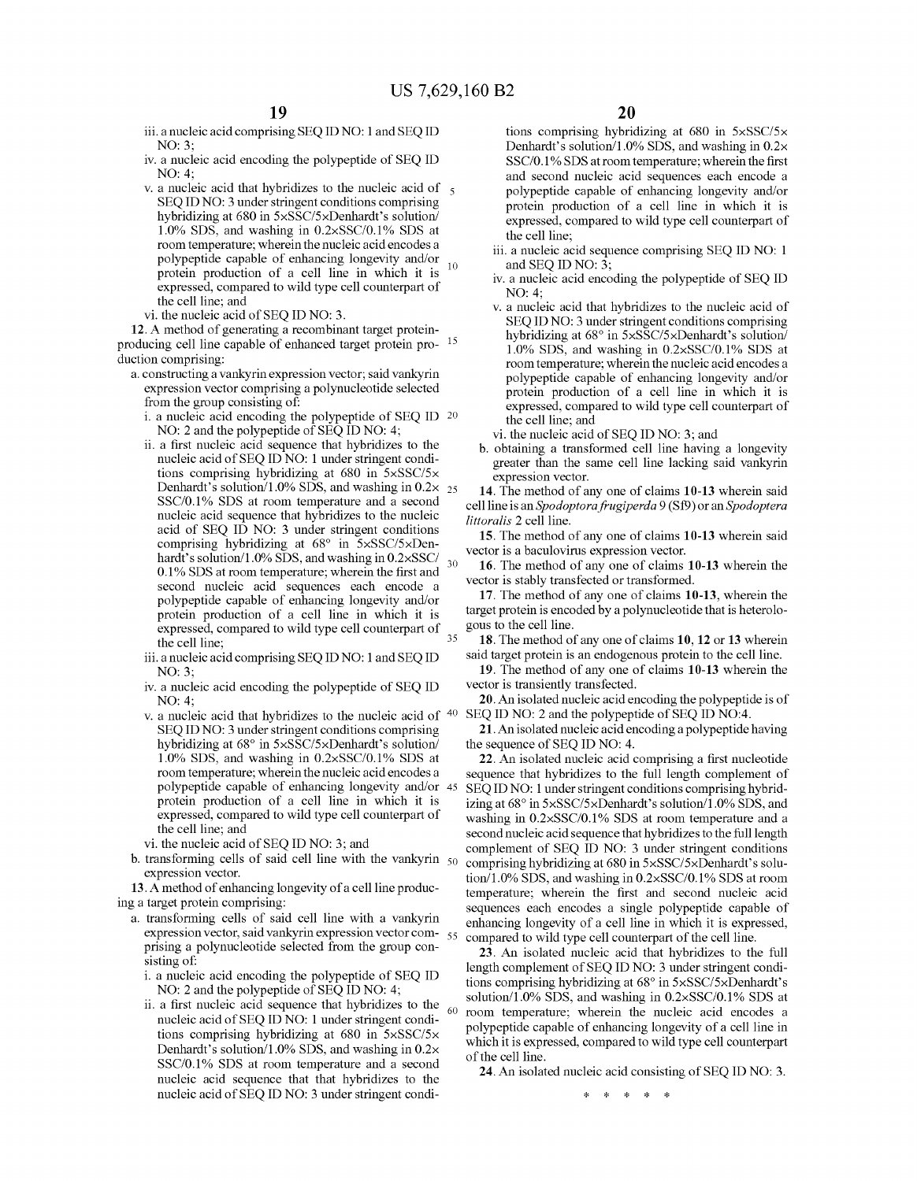iii. a nucleic acid comprising SEQ ID NO: 1 and SEQ ID NO: 3;

iv. a nucleic acid encoding the polypeptide of SEQ ID NO: 4;

v. a nucleic acid that hybridizes to the nucleic acid of SEQ ID NO: 3 under stringent conditions comprising hybridizing at 680 in 5×SSC/5×Denhardt's solution/1.0% SDS, and washing in 0.2×SSC/0.1% SDS at room temperature; wherein the nucleic acid encodes a polypeptide capable of enhancing longevity and/or protein production of a cell line in which it is expressed, compared to wild type cell counterpart of the cell line; and

vi. the nucleic acid of SEQ ID NO: 3.

12. A method of generating a recombinant target protein-producing cell line capable of enhanced target protein production comprising:

a. constructing a vankyrin expression vector; said vankyrin expression vector comprising a polynucleotide selected from the group consisting of:

i. a nucleic acid encoding the polypeptide of SEQ ID NO: 2 and the polypeptide of SEQ ID NO: 4;

ii. a first nucleic acid sequence that hybridizes to the nucleic acid of SEQ ID NO: 1 under stringent conditions comprising hybridizing at 680 in 5×SSC/5×Denhardt's solution/1.0% SDS, and washing in 0.2×SSC/0.1% SDS at room temperature and a second nucleic acid sequence that hybridizes to the nucleic acid of SEQ ID NO: 3 under stringent conditions comprising hybridizing at 68° in 5×SSC/5×Denhardt's solution/1.0% SDS, and washing in 0.2×SSC/0.1% SDS at room temperature; wherein the first and second nucleic acid sequences each encode a polypeptide capable of enhancing longevity and/or protein production of a cell line in which it is expressed, compared to wild type cell counterpart of the cell line;

iii. a nucleic acid comprising SEQ ID NO: 1 and SEQ ID NO: 3;

iv. a nucleic acid encoding the polypeptide of SEQ ID NO: 4;

v. a nucleic acid that hybridizes to the nucleic acid of SEQ ID NO: 3 under stringent conditions comprising hybridizing at 68° in 5×SSC/5×Denhardt's solution/1.0% SDS, and washing in 0.2×SSC/0.1% SDS at room temperature; wherein the nucleic acid encodes a polypeptide capable of enhancing longevity and/or protein production of a cell line in which it is expressed, compared to wild type cell counterpart of the cell line; and

vi. the nucleic acid of SEQ ID NO: 3; and

b. transforming cells of said cell line with the vankyrin expression vector.

13. A method of enhancing longevity of a cell line producing a target protein comprising:

a. transforming cells of said cell line with a vankyrin expression vector, said vankyrin expression vector comprising a polynucleotide selected from the group consisting of:

i. a nucleic acid encoding the polypeptide of SEQ ID NO: 2 and the polypeptide of SEQ ID NO: 4;

ii. a first nucleic acid sequence that hybridizes to the nucleic acid of SEQ ID NO: 1 under stringent conditions comprising hybridizing at 680 in 5×SSC/5×Denhardt's solution/1.0% SDS, and washing in 0.2×SSC/0.1% SDS at room temperature and a second nucleic acid sequence that that hybridizes to the nucleic acid of SEQ ID NO: 3 under stringent conditions comprising hybridizing at 680 in 5×SSC/5×Denhardt's solution/1.0% SDS, and washing in 0.2×SSC/0.1% SDS at room temperature; wherein the first and second nucleic acid sequences each encode a polypeptide capable of enhancing longevity and/or protein production of a cell line in which it is expressed, compared to wild type cell counterpart of the cell line;

iii. a nucleic acid sequence comprising SEQ ID NO: 1 and SEQ ID NO: 3;

iv. a nucleic acid encoding the polypeptide of SEQ ID NO: 4;

v. a nucleic acid that hybridizes to the nucleic acid of SEQ ID NO: 3 under stringent conditions comprising hybridizing at 68° in 5×SSC/5×Denhardt's solution/1.0% SDS, and washing in 0.2×SSC/0.1% SDS at room temperature; wherein the nucleic acid encodes a polypeptide capable of enhancing longevity and/or protein production of a cell line in which it is expressed, compared to wild type cell counterpart of the cell line; and

vi. the nucleic acid of SEQ ID NO: 3; and

b. obtaining a transformed cell line having a longevity greater than the same cell line lacking said vankyrin expression vector.

14. The method of any one of claims 10-13 wherein said cell line is an *Spodoptora frugiperda* 9 (Sf9) or an *Spodoptera littoralis* 2 cell line.

15. The method of any one of claims 10-13 wherein said vector is a baculovirus expression vector.

16. The method of any one of claims 10-13 wherein the vector is stably transfected or transformed.

17. The method of any one of claims 10-13, wherein the target protein is encoded by a polynucleotide that is heterologous to the cell line.

18. The method of any one of claims 10, 12 or 13 wherein said target protein is an endogenous protein to the cell line.

19. The method of any one of claims 10-13 wherein the vector is transiently transfected.

20. An isolated nucleic acid encoding the polypeptide is of SEQ ID NO: 2 and the polypeptide of SEQ ID NO:4.

21. An isolated nucleic acid encoding a polypeptide having the sequence of SEQ ID NO: 4.

22. An isolated nucleic acid comprising a first nucleotide sequence that hybridizes to the full length complement of SEQ ID NO: 1 under stringent conditions comprising hybridizing at 68° in 5×SSC/5×Denhardt's solution/1.0% SDS, and washing in 0.2×SSC/0.1% SDS at room temperature and a second nucleic acid sequence that hybridizes to the full length complement of SEQ ID NO: 3 under stringent conditions comprising hybridizing at 680 in 5×SSC/5×Denhardt's solution/1.0% SDS, and washing in 0.2×SSC/0.1% SDS at room temperature; wherein the first and second nucleic acid sequences each encodes a single polypeptide capable of enhancing longevity of a cell line in which it is expressed, compared to wild type cell counterpart of the cell line.

23. An isolated nucleic acid that hybridizes to the full length complement of SEQ ID NO: 3 under stringent conditions comprising hybridizing at 68° in 5×SSC/5×Denhardt's solution/1.0% SDS, and washing in 0.2×SSC/0.1% SDS at room temperature; wherein the nucleic acid encodes a polypeptide capable of enhancing longevity of a cell line in which it is expressed, compared to wild type cell counterpart of the cell line.

24. An isolated nucleic acid consisting of SEQ ID NO: 3.

* * * * *